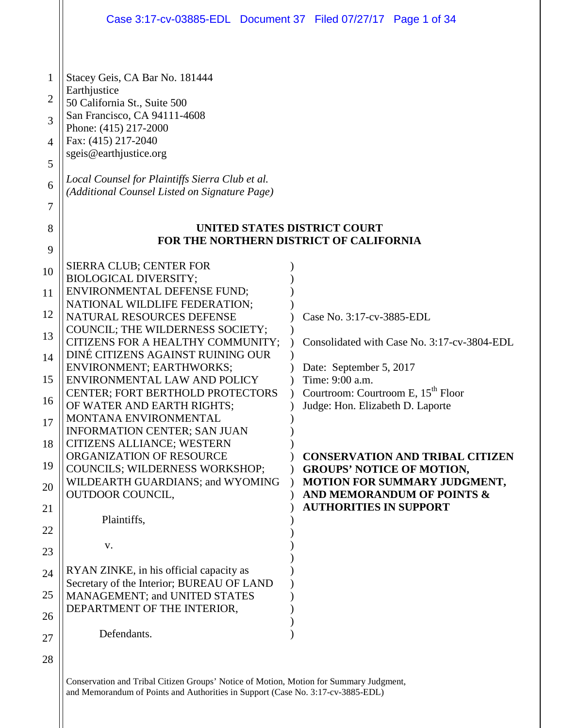Stacey Geis, CA Bar No. 181444
Earthjustice
50 California St., Suite 500
San Francisco, CA 94111-4608
Phone: (415) 217-2000
Fax: (415) 217-2040
sgeis@earthjustice.org

*Local Counsel for Plaintiffs Sierra Club et al.*
*(Additional Counsel Listed on Signature Page)*

**UNITED STATES DISTRICT COURT**
**FOR THE NORTHERN DISTRICT OF CALIFORNIA**

SIERRA CLUB; CENTER FOR BIOLOGICAL DIVERSITY; ENVIRONMENTAL DEFENSE FUND; NATIONAL WILDLIFE FEDERATION; NATURAL RESOURCES DEFENSE COUNCIL; THE WILDERNESS SOCIETY; CITIZENS FOR A HEALTHY COMMUNITY; DINÉ CITIZENS AGAINST RUINING OUR ENVIRONMENT; EARTHWORKS; ENVIRONMENTAL LAW AND POLICY CENTER; FORT BERTHOLD PROTECTORS OF WATER AND EARTH RIGHTS; MONTANA ENVIRONMENTAL INFORMATION CENTER; SAN JUAN CITIZENS ALLIANCE; WESTERN ORGANIZATION OF RESOURCE COUNCILS; WILDERNESS WORKSHOP; WILDEARTH GUARDIANS; and WYOMING OUTDOOR COUNCIL,

Plaintiffs,

v.

RYAN ZINKE, in his official capacity as Secretary of the Interior; BUREAU OF LAND MANAGEMENT; and UNITED STATES DEPARTMENT OF THE INTERIOR,

Defendants.

Case No. 3:17-cv-3885-EDL

Consolidated with Case No. 3:17-cv-3804-EDL

Date: September 5, 2017
Time: 9:00 a.m.
Courtroom: Courtroom E, 15th Floor
Judge: Hon. Elizabeth D. Laporte

**CONSERVATION AND TRIBAL CITIZEN GROUPS' NOTICE OF MOTION, MOTION FOR SUMMARY JUDGMENT, AND MEMORANDUM OF POINTS & AUTHORITIES IN SUPPORT**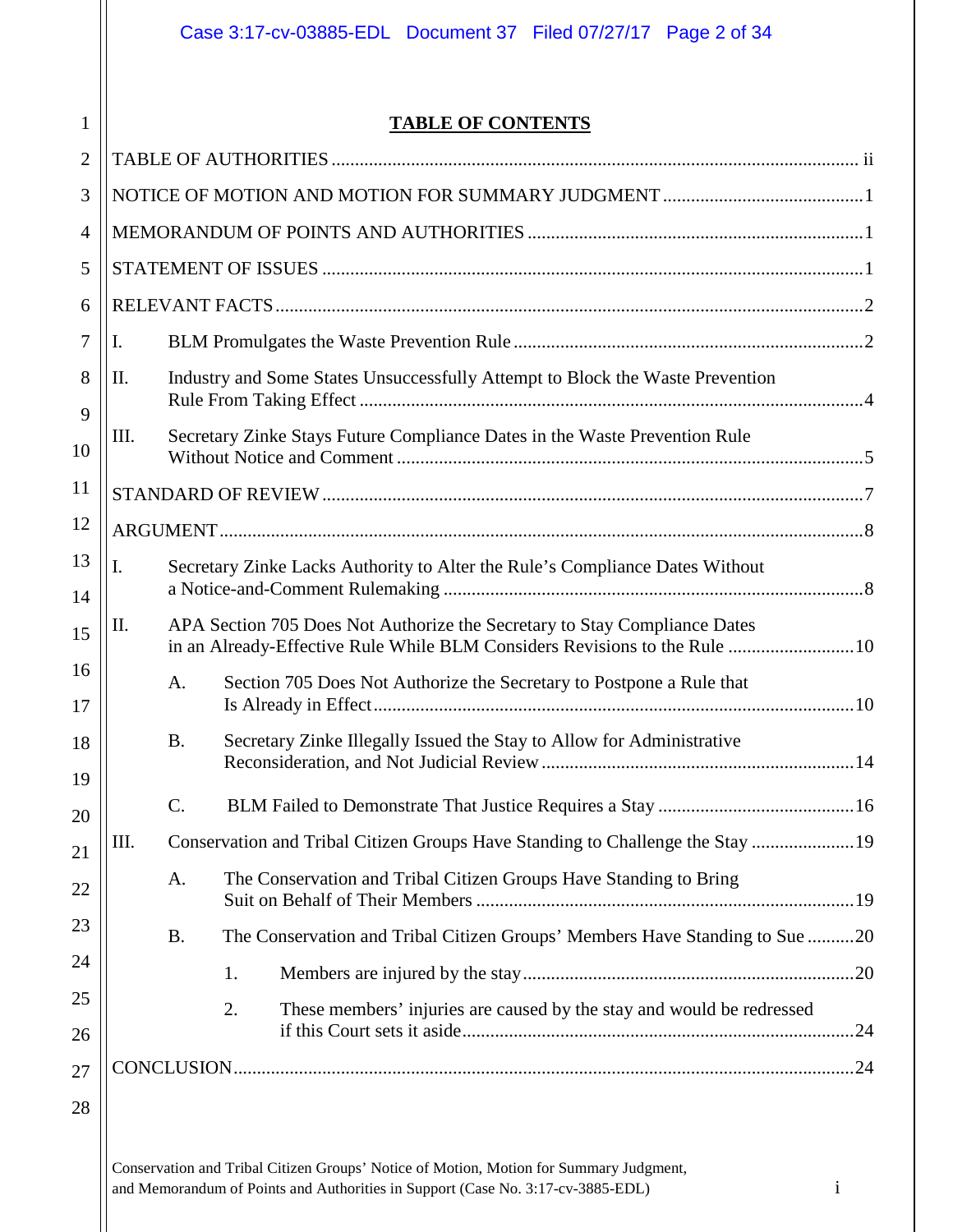# TABLE OF CONTENTS

TABLE OF AUTHORITIES ........ ii

NOTICE OF MOTION AND MOTION FOR SUMMARY JUDGMENT ........ 1

MEMORANDUM OF POINTS AND AUTHORITIES ........ 1

STATEMENT OF ISSUES ........ 1

RELEVANT FACTS ........ 2

I. BLM Promulgates the Waste Prevention Rule ........ 2

II. Industry and Some States Unsuccessfully Attempt to Block the Waste Prevention Rule From Taking Effect ........ 4

III. Secretary Zinke Stays Future Compliance Dates in the Waste Prevention Rule Without Notice and Comment ........ 5

STANDARD OF REVIEW ........ 7

ARGUMENT ........ 8

I. Secretary Zinke Lacks Authority to Alter the Rule's Compliance Dates Without a Notice-and-Comment Rulemaking ........ 8

II. APA Section 705 Does Not Authorize the Secretary to Stay Compliance Dates in an Already-Effective Rule While BLM Considers Revisions to the Rule ........ 10

  A. Section 705 Does Not Authorize the Secretary to Postpone a Rule that Is Already in Effect ........ 10

  B. Secretary Zinke Illegally Issued the Stay to Allow for Administrative Reconsideration, and Not Judicial Review ........ 14

  C. BLM Failed to Demonstrate That Justice Requires a Stay ........ 16

III. Conservation and Tribal Citizen Groups Have Standing to Challenge the Stay ........ 19

  A. The Conservation and Tribal Citizen Groups Have Standing to Bring Suit on Behalf of Their Members ........ 19

  B. The Conservation and Tribal Citizen Groups' Members Have Standing to Sue ........ 20

    1. Members are injured by the stay ........ 20

    2. These members' injuries are caused by the stay and would be redressed if this Court sets it aside ........ 24

CONCLUSION ........ 24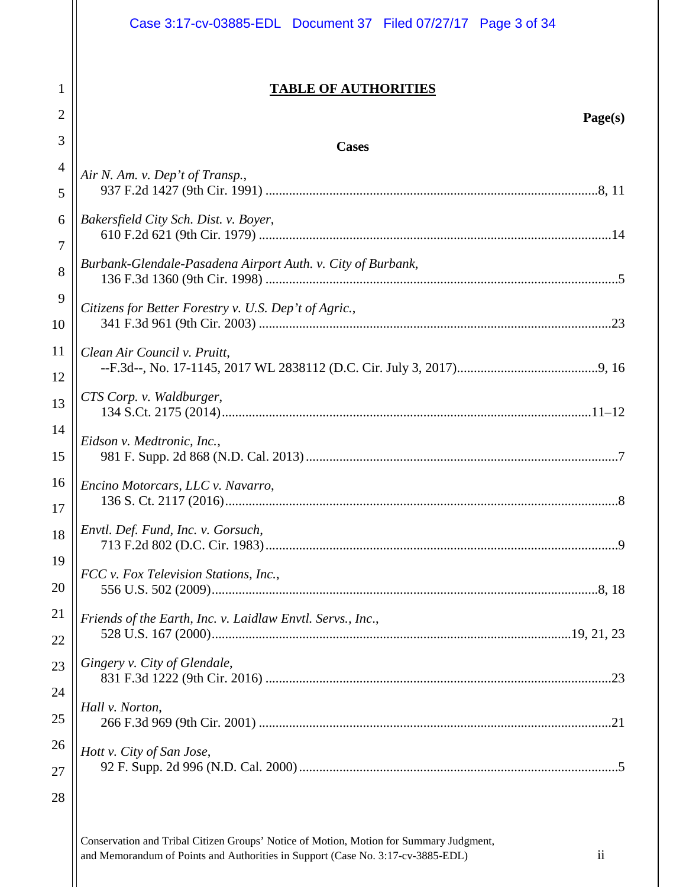# TABLE OF AUTHORITIES

**Page(s)**

## Cases

*Air N. Am. v. Dep't of Transp.*,
937 F.2d 1427 (9th Cir. 1991) ....................................................................................8, 11

*Bakersfield City Sch. Dist. v. Boyer*,
610 F.2d 621 (9th Cir. 1979) ..........................................................................................14

*Burbank-Glendale-Pasadena Airport Auth. v. City of Burbank*,
136 F.3d 1360 (9th Cir. 1998) ..........................................................................................5

*Citizens for Better Forestry v. U.S. Dep't of Agric.*,
341 F.3d 961 (9th Cir. 2003) ..........................................................................................23

*Clean Air Council v. Pruitt*,
--F.3d--, No. 17-1145, 2017 WL 2838112 (D.C. Cir. July 3, 2017)..........................................9, 16

*CTS Corp. v. Waldburger*,
134 S.Ct. 2175 (2014).............................................................................................11–12

*Eidson v. Medtronic, Inc.*,
981 F. Supp. 2d 868 (N.D. Cal. 2013) ..............................................................................7

*Encino Motorcars, LLC v. Navarro*,
136 S. Ct. 2117 (2016).....................................................................................................8

*Envtl. Def. Fund, Inc. v. Gorsuch*,
713 F.2d 802 (D.C. Cir. 1983)..........................................................................................9

*FCC v. Fox Television Stations, Inc.*,
556 U.S. 502 (2009).....................................................................................................8, 18

*Friends of the Earth, Inc. v. Laidlaw Envtl. Servs., Inc.*,
528 U.S. 167 (2000).........................................................................................19, 21, 23

*Gingery v. City of Glendale*,
831 F.3d 1222 (9th Cir. 2016) ........................................................................................23

*Hall v. Norton*,
266 F.3d 969 (9th Cir. 2001) ..........................................................................................21

*Hott v. City of San Jose*,
92 F. Supp. 2d 996 (N.D. Cal. 2000) ................................................................................5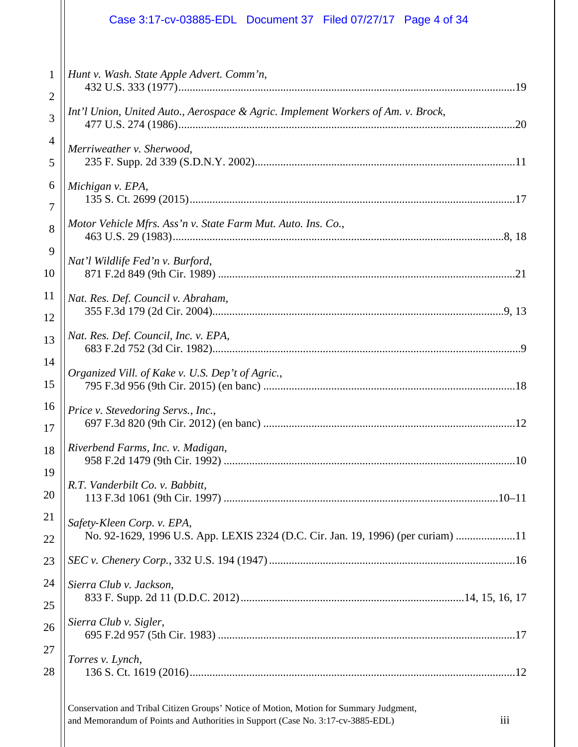*Hunt v. Wash. State Apple Advert. Comm'n*,
432 U.S. 333 (1977)....................................................................................................................19

*Int'l Union, United Auto., Aerospace & Agric. Implement Workers of Am. v. Brock*,
477 U.S. 274 (1986)....................................................................................................................20

*Merriweather v. Sherwood*,
235 F. Supp. 2d 339 (S.D.N.Y. 2002).........................................................................................11

*Michigan v. EPA*,
135 S. Ct. 2699 (2015)................................................................................................................17

*Motor Vehicle Mfrs. Ass'n v. State Farm Mut. Auto. Ins. Co.*,
463 U.S. 29 (1983)..................................................................................................................8, 18

*Nat'l Wildlife Fed'n v. Burford*,
871 F.2d 849 (9th Cir. 1989) ......................................................................................................21

*Nat. Res. Def. Council v. Abraham*,
355 F.3d 179 (2d Cir. 2004).....................................................................................................9, 13

*Nat. Res. Def. Council, Inc. v. EPA*,
683 F.2d 752 (3d Cir. 1982)..........................................................................................................9

*Organized Vill. of Kake v. U.S. Dep't of Agric.*,
795 F.3d 956 (9th Cir. 2015) (en banc) ......................................................................................18

*Price v. Stevedoring Servs., Inc.*,
697 F.3d 820 (9th Cir. 2012) (en banc) ......................................................................................12

*Riverbend Farms, Inc. v. Madigan*,
958 F.2d 1479 (9th Cir. 1992) ....................................................................................................10

*R.T. Vanderbilt Co. v. Babbitt*,
113 F.3d 1061 (9th Cir. 1997) ...............................................................................................10–11

*Safety-Kleen Corp. v. EPA*,
No. 92-1629, 1996 U.S. App. LEXIS 2324 (D.C. Cir. Jan. 19, 1996) (per curiam) ....................11

*SEC v. Chenery Corp.*, 332 U.S. 194 (1947)..................................................................................16

*Sierra Club v. Jackson*,
833 F. Supp. 2d 11 (D.D.C. 2012)..............................................................................14, 15, 16, 17

*Sierra Club v. Sigler*,
695 F.2d 957 (5th Cir. 1983) ......................................................................................................17

*Torres v. Lynch*,
136 S. Ct. 1619 (2016)................................................................................................................12

Conservation and Tribal Citizen Groups' Notice of Motion, Motion for Summary Judgment, and Memorandum of Points and Authorities in Support (Case No. 3:17-cv-3885-EDL)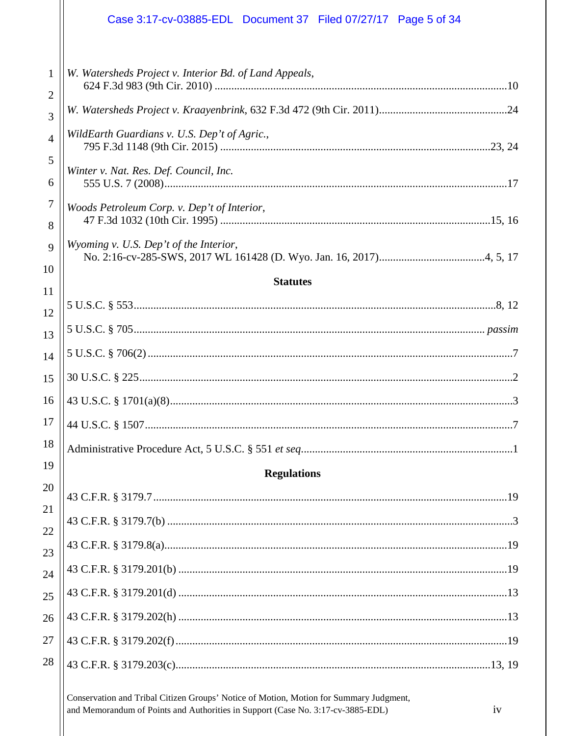*W. Watersheds Project v. Interior Bd. of Land Appeals*,
624 F.3d 983 (9th Cir. 2010) ....................................................................................................10

*W. Watersheds Project v. Kraayenbrink*, 632 F.3d 472 (9th Cir. 2011)..............................................24

*WildEarth Guardians v. U.S. Dep't of Agric.*,
795 F.3d 1148 (9th Cir. 2015) ............................................................................................23, 24

*Winter v. Nat. Res. Def. Council, Inc.*
555 U.S. 7 (2008).......................................................................................................................17

*Woods Petroleum Corp. v. Dep't of Interior*,
47 F.3d 1032 (10th Cir. 1995) ............................................................................................15, 16

*Wyoming v. U.S. Dep't of the Interior*,
No. 2:16-cv-285-SWS, 2017 WL 161428 (D. Wyo. Jan. 16, 2017)......................................4, 5, 17

**Statutes**

5 U.S.C. § 553..........................................................................................................................8, 12

5 U.S.C. § 705.......................................................................................................................... *passim*

5 U.S.C. § 706(2) ..........................................................................................................................7

30 U.S.C. § 225..............................................................................................................................2

43 U.S.C. § 1701(a)(8)...................................................................................................................3

44 U.S.C. § 1507............................................................................................................................7

Administrative Procedure Act, 5 U.S.C. § 551 *et seq*...........................................................................1

**Regulations**

43 C.F.R. § 3179.7.......................................................................................................................19

43 C.F.R. § 3179.7(b) ....................................................................................................................3

43 C.F.R. § 3179.8(a)...................................................................................................................19

43 C.F.R. § 3179.201(b) ..............................................................................................................19

43 C.F.R. § 3179.201(d) ..............................................................................................................13

43 C.F.R. § 3179.202(h) ..............................................................................................................13

43 C.F.R. § 3179.202(f) ...............................................................................................................19

43 C.F.R. § 3179.203(c).........................................................................................................13, 19

Conservation and Tribal Citizen Groups' Notice of Motion, Motion for Summary Judgment, and Memorandum of Points and Authorities in Support (Case No. 3:17-cv-3885-EDL)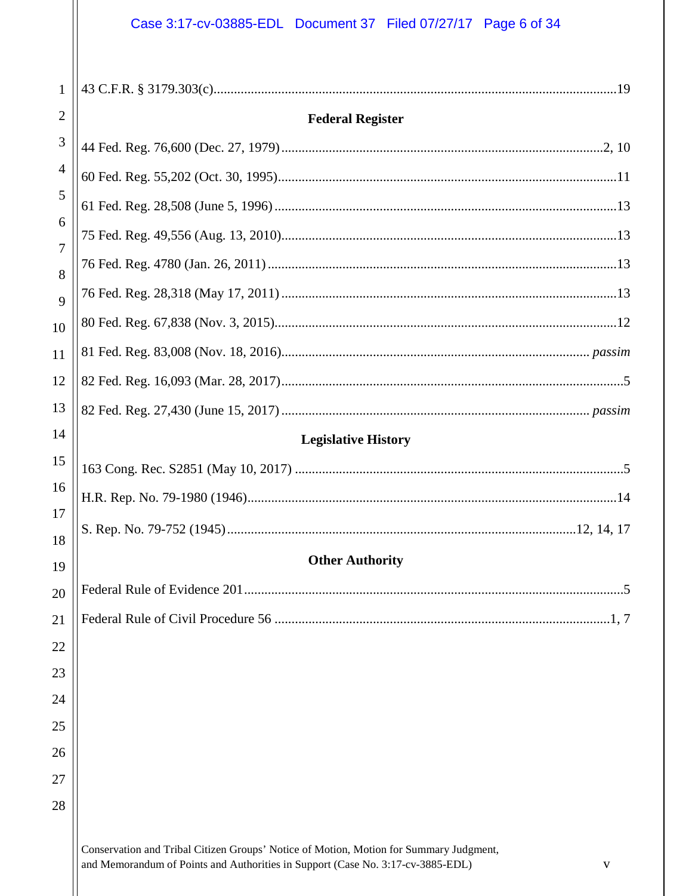43 C.F.R. § 3179.303(c)......................................................................................................................19

**Federal Register**

44 Fed. Reg. 76,600 (Dec. 27, 1979)...............................................................................................2, 10

60 Fed. Reg. 55,202 (Oct. 30, 1995)....................................................................................................11

61 Fed. Reg. 28,508 (June 5, 1996) .....................................................................................................13

75 Fed. Reg. 49,556 (Aug. 13, 2010)...................................................................................................13

76 Fed. Reg. 4780 (Jan. 26, 2011) .......................................................................................................13

76 Fed. Reg. 28,318 (May 17, 2011) ...................................................................................................13

80 Fed. Reg. 67,838 (Nov. 3, 2015)......................................................................................................12

81 Fed. Reg. 83,008 (Nov. 18, 2016).......................................................................................... *passim*

82 Fed. Reg. 16,093 (Mar. 28, 2017).......................................................................................................5

82 Fed. Reg. 27,430 (June 15, 2017) ......................................................................................... *passim*

**Legislative History**

163 Cong. Rec. S2851 (May 10, 2017) ...................................................................................................5

H.R. Rep. No. 79-1980 (1946).............................................................................................................14

S. Rep. No. 79-752 (1945).......................................................................................................12, 14, 17

**Other Authority**

Federal Rule of Evidence 201.................................................................................................................5

Federal Rule of Civil Procedure 56 ...................................................................................................1, 7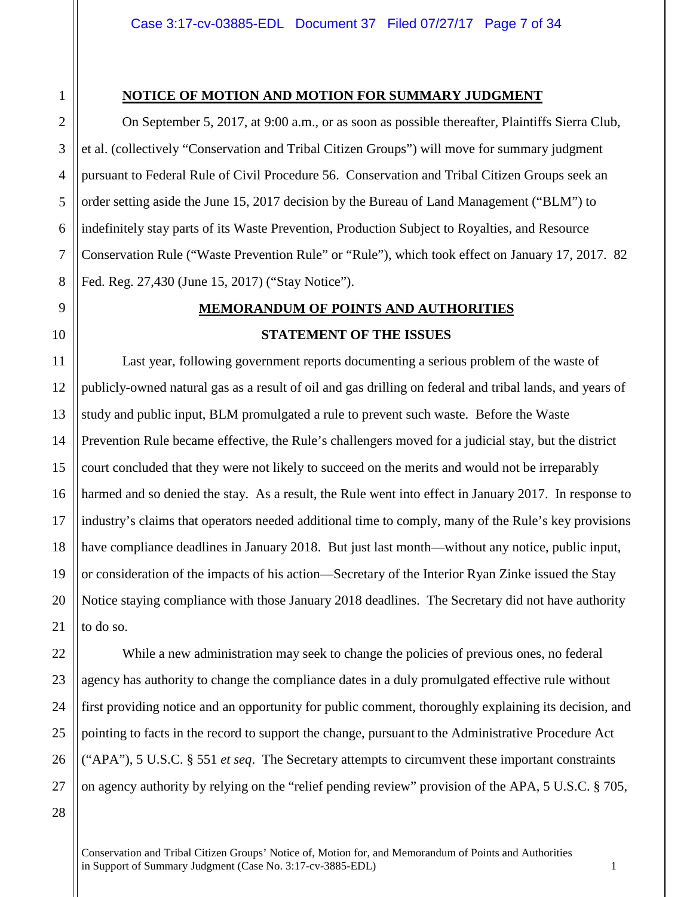**NOTICE OF MOTION AND MOTION FOR SUMMARY JUDGMENT**

On September 5, 2017, at 9:00 a.m., or as soon as possible thereafter, Plaintiffs Sierra Club, et al. (collectively "Conservation and Tribal Citizen Groups") will move for summary judgment pursuant to Federal Rule of Civil Procedure 56. Conservation and Tribal Citizen Groups seek an order setting aside the June 15, 2017 decision by the Bureau of Land Management ("BLM") to indefinitely stay parts of its Waste Prevention, Production Subject to Royalties, and Resource Conservation Rule ("Waste Prevention Rule" or "Rule"), which took effect on January 17, 2017. 82 Fed. Reg. 27,430 (June 15, 2017) ("Stay Notice").

**MEMORANDUM OF POINTS AND AUTHORITIES**

**STATEMENT OF THE ISSUES**

Last year, following government reports documenting a serious problem of the waste of publicly-owned natural gas as a result of oil and gas drilling on federal and tribal lands, and years of study and public input, BLM promulgated a rule to prevent such waste. Before the Waste Prevention Rule became effective, the Rule's challengers moved for a judicial stay, but the district court concluded that they were not likely to succeed on the merits and would not be irreparably harmed and so denied the stay. As a result, the Rule went into effect in January 2017. In response to industry's claims that operators needed additional time to comply, many of the Rule's key provisions have compliance deadlines in January 2018. But just last month—without any notice, public input, or consideration of the impacts of his action—Secretary of the Interior Ryan Zinke issued the Stay Notice staying compliance with those January 2018 deadlines. The Secretary did not have authority to do so.

While a new administration may seek to change the policies of previous ones, no federal agency has authority to change the compliance dates in a duly promulgated effective rule without first providing notice and an opportunity for public comment, thoroughly explaining its decision, and pointing to facts in the record to support the change, pursuant to the Administrative Procedure Act ("APA"), 5 U.S.C. § 551 *et seq*. The Secretary attempts to circumvent these important constraints on agency authority by relying on the "relief pending review" provision of the APA, 5 U.S.C. § 705,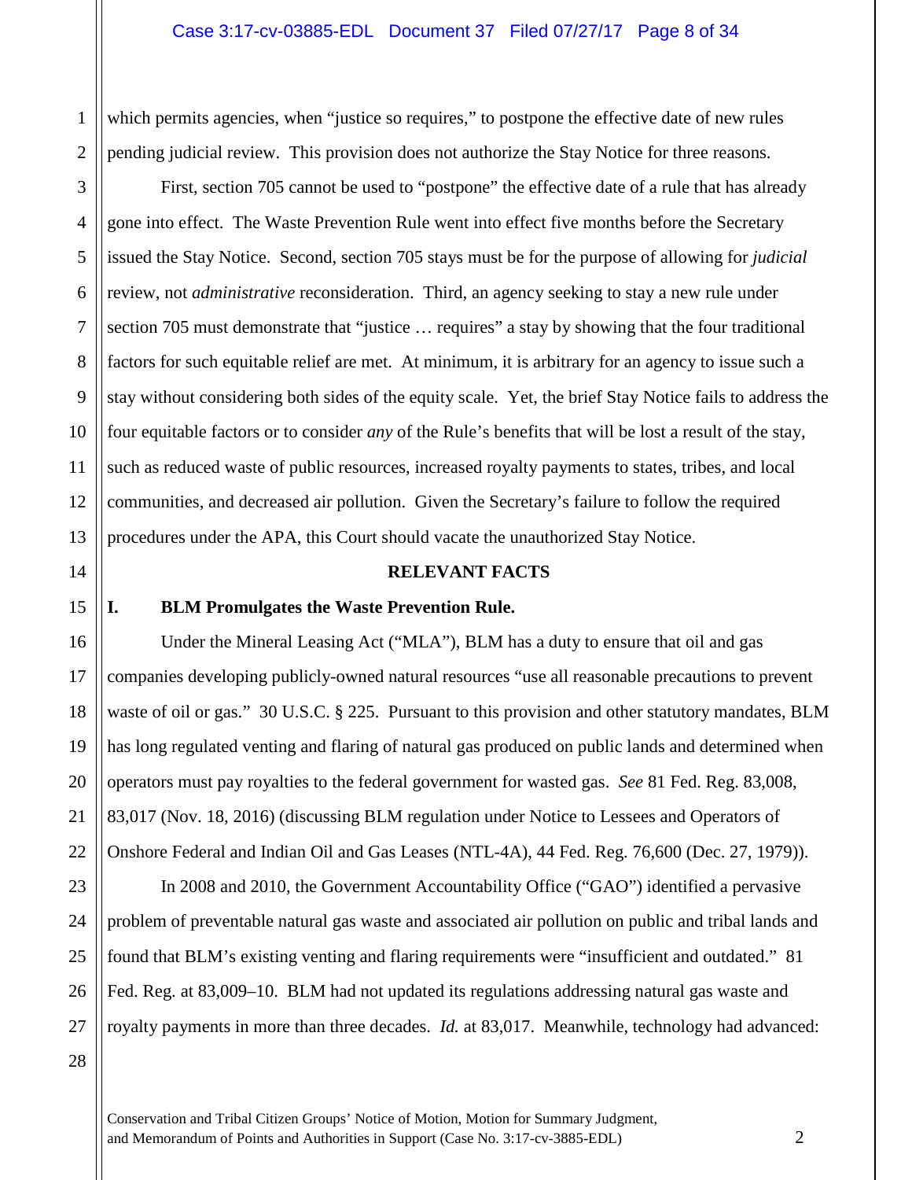which permits agencies, when "justice so requires," to postpone the effective date of new rules pending judicial review. This provision does not authorize the Stay Notice for three reasons.

First, section 705 cannot be used to "postpone" the effective date of a rule that has already gone into effect. The Waste Prevention Rule went into effect five months before the Secretary issued the Stay Notice. Second, section 705 stays must be for the purpose of allowing for *judicial* review, not *administrative* reconsideration. Third, an agency seeking to stay a new rule under section 705 must demonstrate that "justice … requires" a stay by showing that the four traditional factors for such equitable relief are met. At minimum, it is arbitrary for an agency to issue such a stay without considering both sides of the equity scale. Yet, the brief Stay Notice fails to address the four equitable factors or to consider *any* of the Rule's benefits that will be lost a result of the stay, such as reduced waste of public resources, increased royalty payments to states, tribes, and local communities, and decreased air pollution. Given the Secretary's failure to follow the required procedures under the APA, this Court should vacate the unauthorized Stay Notice.

## RELEVANT FACTS

### I. BLM Promulgates the Waste Prevention Rule.

Under the Mineral Leasing Act ("MLA"), BLM has a duty to ensure that oil and gas companies developing publicly-owned natural resources "use all reasonable precautions to prevent waste of oil or gas." 30 U.S.C. § 225. Pursuant to this provision and other statutory mandates, BLM has long regulated venting and flaring of natural gas produced on public lands and determined when operators must pay royalties to the federal government for wasted gas. *See* 81 Fed. Reg. 83,008, 83,017 (Nov. 18, 2016) (discussing BLM regulation under Notice to Lessees and Operators of Onshore Federal and Indian Oil and Gas Leases (NTL-4A), 44 Fed. Reg. 76,600 (Dec. 27, 1979)).

In 2008 and 2010, the Government Accountability Office ("GAO") identified a pervasive problem of preventable natural gas waste and associated air pollution on public and tribal lands and found that BLM's existing venting and flaring requirements were "insufficient and outdated." 81 Fed. Reg. at 83,009–10. BLM had not updated its regulations addressing natural gas waste and royalty payments in more than three decades. *Id.* at 83,017. Meanwhile, technology had advanced:

Conservation and Tribal Citizen Groups' Notice of Motion, Motion for Summary Judgment, and Memorandum of Points and Authorities in Support (Case No. 3:17-cv-3885-EDL)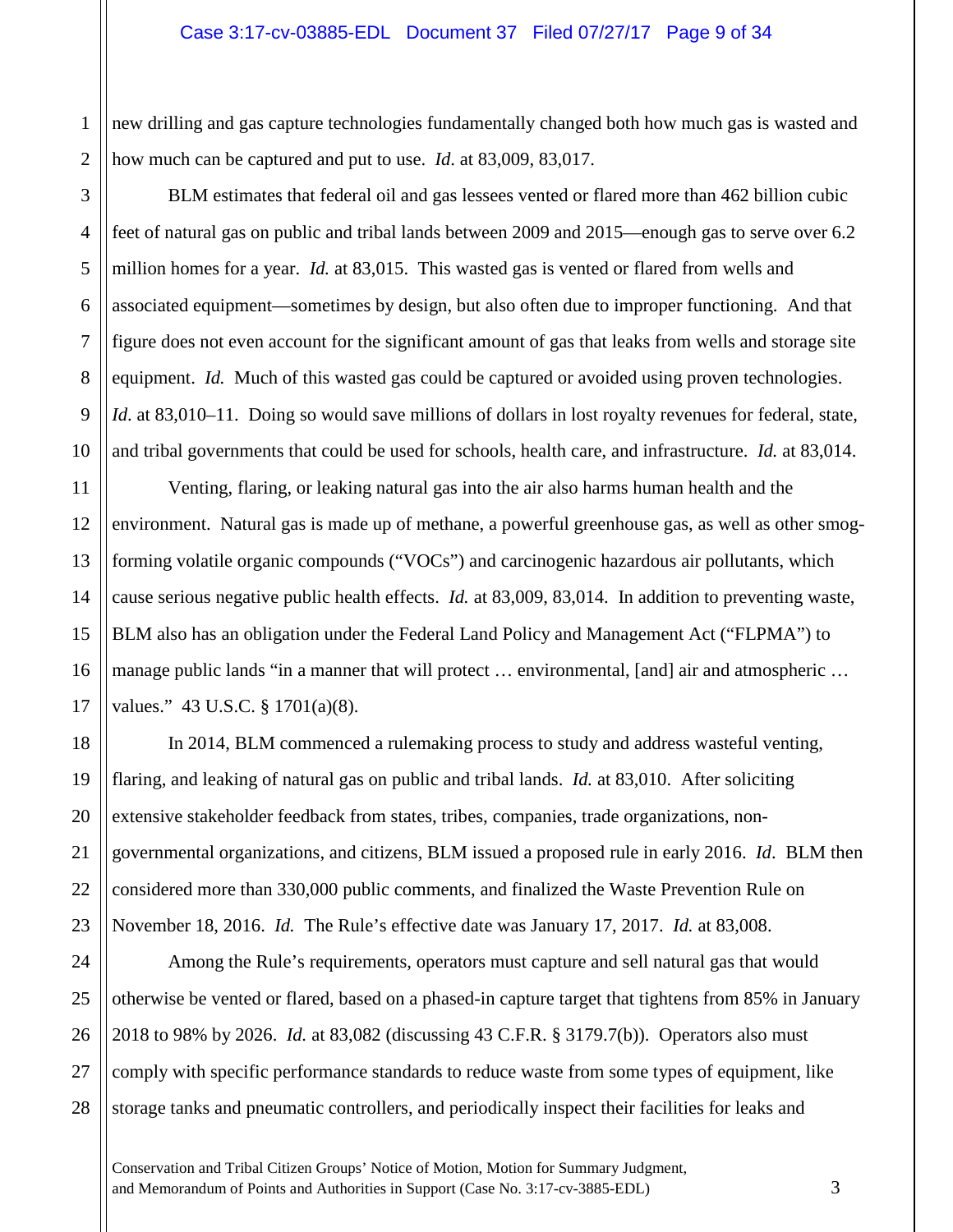new drilling and gas capture technologies fundamentally changed both how much gas is wasted and how much can be captured and put to use. *Id.* at 83,009, 83,017.

BLM estimates that federal oil and gas lessees vented or flared more than 462 billion cubic feet of natural gas on public and tribal lands between 2009 and 2015—enough gas to serve over 6.2 million homes for a year. *Id.* at 83,015. This wasted gas is vented or flared from wells and associated equipment—sometimes by design, but also often due to improper functioning. And that figure does not even account for the significant amount of gas that leaks from wells and storage site equipment. *Id.* Much of this wasted gas could be captured or avoided using proven technologies. *Id*. at 83,010–11. Doing so would save millions of dollars in lost royalty revenues for federal, state, and tribal governments that could be used for schools, health care, and infrastructure. *Id.* at 83,014.

Venting, flaring, or leaking natural gas into the air also harms human health and the environment. Natural gas is made up of methane, a powerful greenhouse gas, as well as other smog-forming volatile organic compounds ("VOCs") and carcinogenic hazardous air pollutants, which cause serious negative public health effects. *Id.* at 83,009, 83,014. In addition to preventing waste, BLM also has an obligation under the Federal Land Policy and Management Act ("FLPMA") to manage public lands "in a manner that will protect … environmental, [and] air and atmospheric … values." 43 U.S.C. § 1701(a)(8).

In 2014, BLM commenced a rulemaking process to study and address wasteful venting, flaring, and leaking of natural gas on public and tribal lands. *Id.* at 83,010. After soliciting extensive stakeholder feedback from states, tribes, companies, trade organizations, non-governmental organizations, and citizens, BLM issued a proposed rule in early 2016. *Id*. BLM then considered more than 330,000 public comments, and finalized the Waste Prevention Rule on November 18, 2016. *Id.* The Rule's effective date was January 17, 2017. *Id.* at 83,008.

Among the Rule's requirements, operators must capture and sell natural gas that would otherwise be vented or flared, based on a phased-in capture target that tightens from 85% in January 2018 to 98% by 2026. *Id.* at 83,082 (discussing 43 C.F.R. § 3179.7(b)). Operators also must comply with specific performance standards to reduce waste from some types of equipment, like storage tanks and pneumatic controllers, and periodically inspect their facilities for leaks and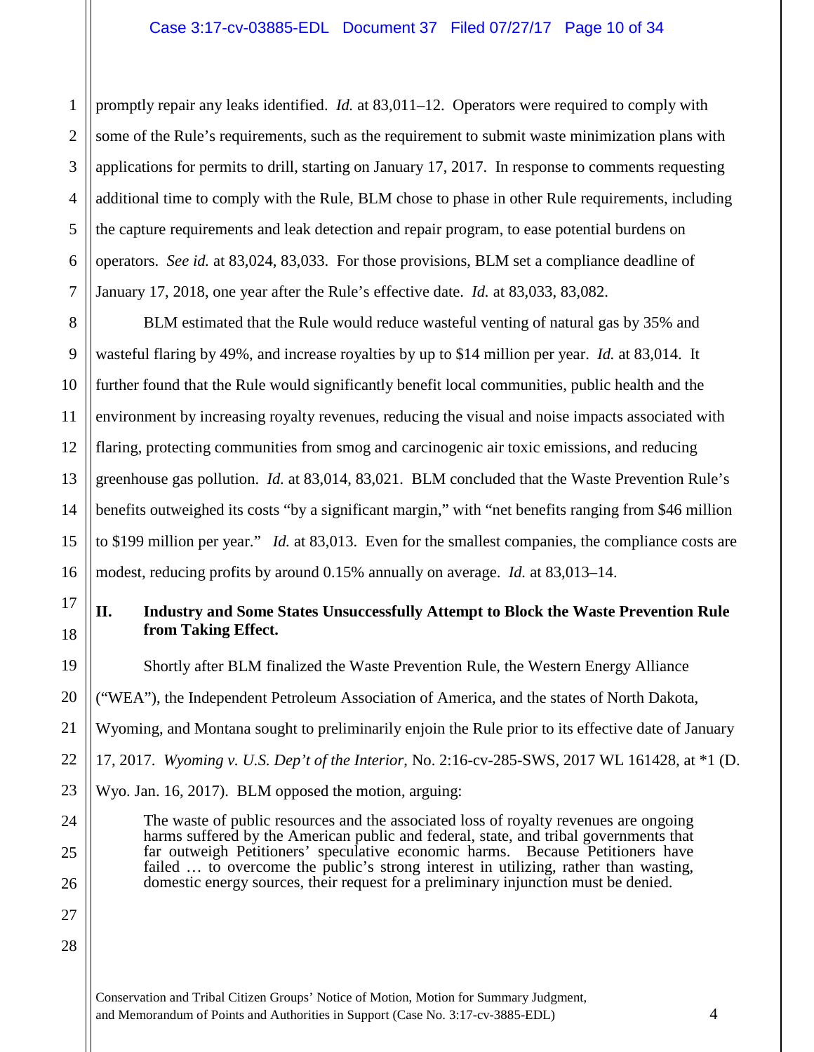promptly repair any leaks identified. *Id.* at 83,011–12. Operators were required to comply with some of the Rule's requirements, such as the requirement to submit waste minimization plans with applications for permits to drill, starting on January 17, 2017. In response to comments requesting additional time to comply with the Rule, BLM chose to phase in other Rule requirements, including the capture requirements and leak detection and repair program, to ease potential burdens on operators. *See id.* at 83,024, 83,033. For those provisions, BLM set a compliance deadline of January 17, 2018, one year after the Rule's effective date. *Id.* at 83,033, 83,082.

BLM estimated that the Rule would reduce wasteful venting of natural gas by 35% and wasteful flaring by 49%, and increase royalties by up to $14 million per year. *Id.* at 83,014. It further found that the Rule would significantly benefit local communities, public health and the environment by increasing royalty revenues, reducing the visual and noise impacts associated with flaring, protecting communities from smog and carcinogenic air toxic emissions, and reducing greenhouse gas pollution. *Id.* at 83,014, 83,021. BLM concluded that the Waste Prevention Rule's benefits outweighed its costs "by a significant margin," with "net benefits ranging from $46 million to $199 million per year." *Id.* at 83,013. Even for the smallest companies, the compliance costs are modest, reducing profits by around 0.15% annually on average. *Id.* at 83,013–14.

## II. Industry and Some States Unsuccessfully Attempt to Block the Waste Prevention Rule from Taking Effect.

Shortly after BLM finalized the Waste Prevention Rule, the Western Energy Alliance ("WEA"), the Independent Petroleum Association of America, and the states of North Dakota, Wyoming, and Montana sought to preliminarily enjoin the Rule prior to its effective date of January 17, 2017. *Wyoming v. U.S. Dep't of the Interior*, No. 2:16-cv-285-SWS, 2017 WL 161428, at *1 (D. Wyo. Jan. 16, 2017). BLM opposed the motion, arguing:

> The waste of public resources and the associated loss of royalty revenues are ongoing harms suffered by the American public and federal, state, and tribal governments that far outweigh Petitioners' speculative economic harms. Because Petitioners have failed … to overcome the public's strong interest in utilizing, rather than wasting, domestic energy sources, their request for a preliminary injunction must be denied.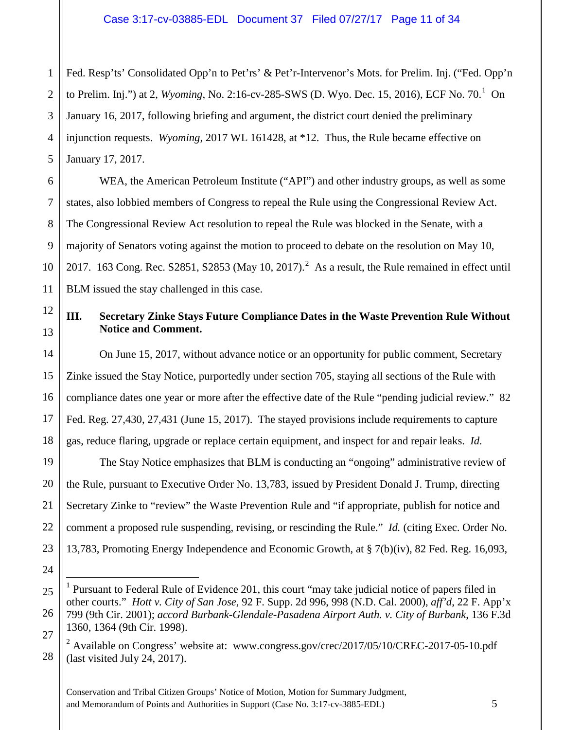Fed. Resp'ts' Consolidated Opp'n to Pet'rs' & Pet'r-Intervenor's Mots. for Prelim. Inj. ("Fed. Opp'n to Prelim. Inj.") at 2, *Wyoming*, No. 2:16-cv-285-SWS (D. Wyo. Dec. 15, 2016), ECF No. 70.[1] On January 16, 2017, following briefing and argument, the district court denied the preliminary injunction requests. *Wyoming*, 2017 WL 161428, at *12. Thus, the Rule became effective on January 17, 2017.

WEA, the American Petroleum Institute ("API") and other industry groups, as well as some states, also lobbied members of Congress to repeal the Rule using the Congressional Review Act. The Congressional Review Act resolution to repeal the Rule was blocked in the Senate, with a majority of Senators voting against the motion to proceed to debate on the resolution on May 10, 2017. 163 Cong. Rec. S2851, S2853 (May 10, 2017).[2] As a result, the Rule remained in effect until BLM issued the stay challenged in this case.

### III. Secretary Zinke Stays Future Compliance Dates in the Waste Prevention Rule Without Notice and Comment.

On June 15, 2017, without advance notice or an opportunity for public comment, Secretary Zinke issued the Stay Notice, purportedly under section 705, staying all sections of the Rule with compliance dates one year or more after the effective date of the Rule "pending judicial review." 82 Fed. Reg. 27,430, 27,431 (June 15, 2017). The stayed provisions include requirements to capture gas, reduce flaring, upgrade or replace certain equipment, and inspect for and repair leaks. *Id.*

The Stay Notice emphasizes that BLM is conducting an "ongoing" administrative review of the Rule, pursuant to Executive Order No. 13,783, issued by President Donald J. Trump, directing Secretary Zinke to "review" the Waste Prevention Rule and "if appropriate, publish for notice and comment a proposed rule suspending, revising, or rescinding the Rule." *Id.* (citing Exec. Order No. 13,783, Promoting Energy Independence and Economic Growth, at § 7(b)(iv), 82 Fed. Reg. 16,093,

---

[1] Pursuant to Federal Rule of Evidence 201, this court "may take judicial notice of papers filed in other courts." *Hott v. City of San Jose*, 92 F. Supp. 2d 996, 998 (N.D. Cal. 2000), *aff'd*, 22 F. App'x 799 (9th Cir. 2001); *accord Burbank-Glendale-Pasadena Airport Auth. v. City of Burbank*, 136 F.3d 1360, 1364 (9th Cir. 1998).

[2] Available on Congress' website at: www.congress.gov/crec/2017/05/10/CREC-2017-05-10.pdf (last visited July 24, 2017).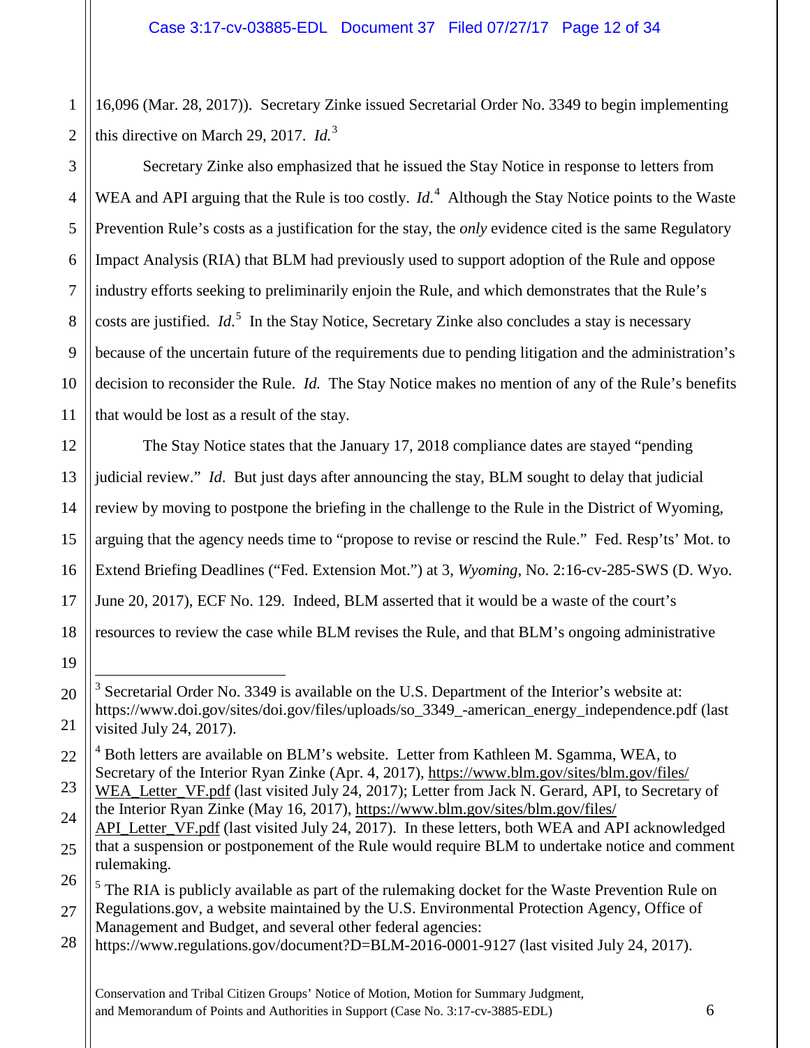16,096 (Mar. 28, 2017)). Secretary Zinke issued Secretarial Order No. 3349 to begin implementing this directive on March 29, 2017. *Id.*[3]

Secretary Zinke also emphasized that he issued the Stay Notice in response to letters from WEA and API arguing that the Rule is too costly. *Id.*[4] Although the Stay Notice points to the Waste Prevention Rule's costs as a justification for the stay, the *only* evidence cited is the same Regulatory Impact Analysis (RIA) that BLM had previously used to support adoption of the Rule and oppose industry efforts seeking to preliminarily enjoin the Rule, and which demonstrates that the Rule's costs are justified. *Id.*[5] In the Stay Notice, Secretary Zinke also concludes a stay is necessary because of the uncertain future of the requirements due to pending litigation and the administration's decision to reconsider the Rule. *Id.* The Stay Notice makes no mention of any of the Rule's benefits that would be lost as a result of the stay.

The Stay Notice states that the January 17, 2018 compliance dates are stayed "pending judicial review." *Id*. But just days after announcing the stay, BLM sought to delay that judicial review by moving to postpone the briefing in the challenge to the Rule in the District of Wyoming, arguing that the agency needs time to "propose to revise or rescind the Rule." Fed. Resp'ts' Mot. to Extend Briefing Deadlines ("Fed. Extension Mot.") at 3, *Wyoming*, No. 2:16-cv-285-SWS (D. Wyo. June 20, 2017), ECF No. 129. Indeed, BLM asserted that it would be a waste of the court's resources to review the case while BLM revises the Rule, and that BLM's ongoing administrative

---

[3] Secretarial Order No. 3349 is available on the U.S. Department of the Interior's website at: https://www.doi.gov/sites/doi.gov/files/uploads/so_3349_-american_energy_independence.pdf (last visited July 24, 2017).

[4] Both letters are available on BLM's website. Letter from Kathleen M. Sgamma, WEA, to Secretary of the Interior Ryan Zinke (Apr. 4, 2017), https://www.blm.gov/sites/blm.gov/files/WEA_Letter_VF.pdf (last visited July 24, 2017); Letter from Jack N. Gerard, API, to Secretary of the Interior Ryan Zinke (May 16, 2017), https://www.blm.gov/sites/blm.gov/files/API_Letter_VF.pdf (last visited July 24, 2017). In these letters, both WEA and API acknowledged that a suspension or postponement of the Rule would require BLM to undertake notice and comment rulemaking.

[5] The RIA is publicly available as part of the rulemaking docket for the Waste Prevention Rule on Regulations.gov, a website maintained by the U.S. Environmental Protection Agency, Office of Management and Budget, and several other federal agencies: https://www.regulations.gov/document?D=BLM-2016-0001-9127 (last visited July 24, 2017).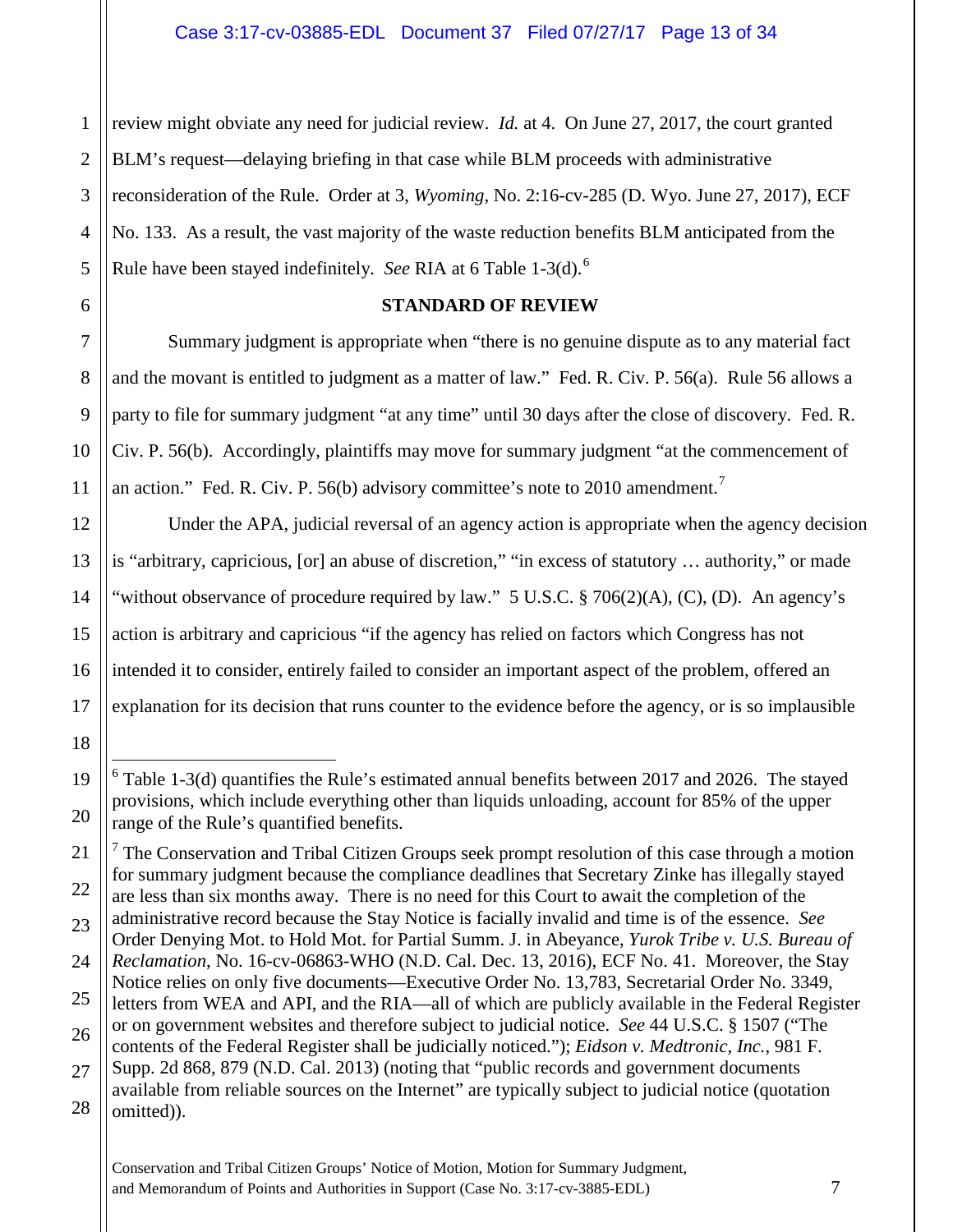review might obviate any need for judicial review. *Id.* at 4. On June 27, 2017, the court granted BLM's request—delaying briefing in that case while BLM proceeds with administrative reconsideration of the Rule. Order at 3, *Wyoming*, No. 2:16-cv-285 (D. Wyo. June 27, 2017), ECF No. 133. As a result, the vast majority of the waste reduction benefits BLM anticipated from the Rule have been stayed indefinitely. *See* RIA at 6 Table 1-3(d).[6]

## STANDARD OF REVIEW

Summary judgment is appropriate when "there is no genuine dispute as to any material fact and the movant is entitled to judgment as a matter of law." Fed. R. Civ. P. 56(a). Rule 56 allows a party to file for summary judgment "at any time" until 30 days after the close of discovery. Fed. R. Civ. P. 56(b). Accordingly, plaintiffs may move for summary judgment "at the commencement of an action." Fed. R. Civ. P. 56(b) advisory committee's note to 2010 amendment.[7]

Under the APA, judicial reversal of an agency action is appropriate when the agency decision is "arbitrary, capricious, [or] an abuse of discretion," "in excess of statutory … authority," or made "without observance of procedure required by law." 5 U.S.C. § 706(2)(A), (C), (D). An agency's action is arbitrary and capricious "if the agency has relied on factors which Congress has not intended it to consider, entirely failed to consider an important aspect of the problem, offered an explanation for its decision that runs counter to the evidence before the agency, or is so implausible

---

[6] Table 1-3(d) quantifies the Rule's estimated annual benefits between 2017 and 2026. The stayed provisions, which include everything other than liquids unloading, account for 85% of the upper range of the Rule's quantified benefits.

[7] The Conservation and Tribal Citizen Groups seek prompt resolution of this case through a motion for summary judgment because the compliance deadlines that Secretary Zinke has illegally stayed are less than six months away. There is no need for this Court to await the completion of the administrative record because the Stay Notice is facially invalid and time is of the essence. *See* Order Denying Mot. to Hold Mot. for Partial Summ. J. in Abeyance, *Yurok Tribe v. U.S. Bureau of Reclamation*, No. 16-cv-06863-WHO (N.D. Cal. Dec. 13, 2016), ECF No. 41. Moreover, the Stay Notice relies on only five documents—Executive Order No. 13,783, Secretarial Order No. 3349, letters from WEA and API, and the RIA—all of which are publicly available in the Federal Register or on government websites and therefore subject to judicial notice. *See* 44 U.S.C. § 1507 ("The contents of the Federal Register shall be judicially noticed."); *Eidson v. Medtronic, Inc.*, 981 F. Supp. 2d 868, 879 (N.D. Cal. 2013) (noting that "public records and government documents available from reliable sources on the Internet" are typically subject to judicial notice (quotation omitted)).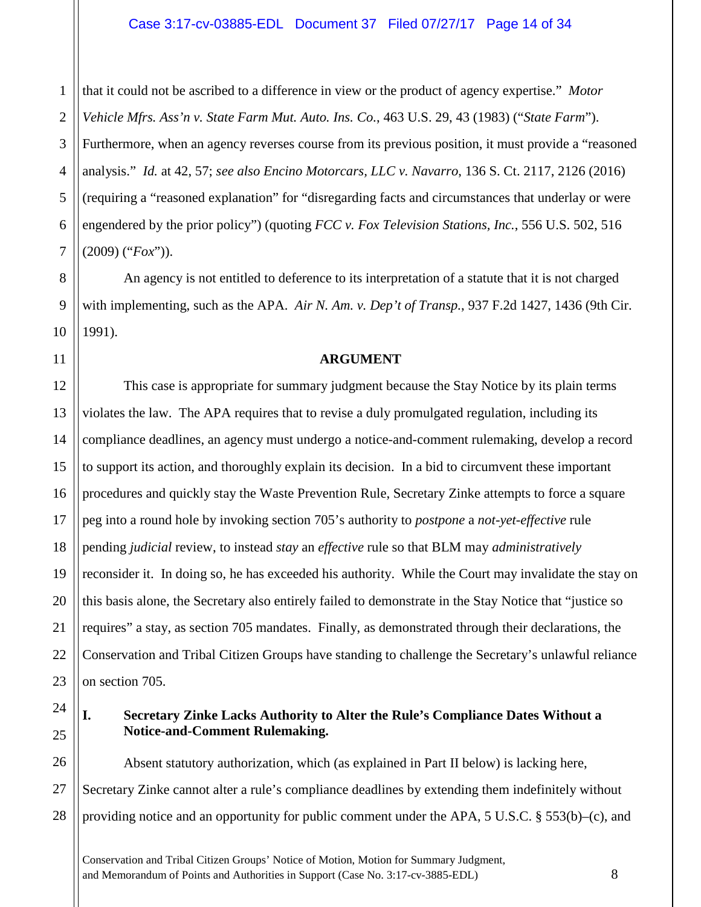that it could not be ascribed to a difference in view or the product of agency expertise." *Motor Vehicle Mfrs. Ass'n v. State Farm Mut. Auto. Ins. Co.*, 463 U.S. 29, 43 (1983) ("*State Farm*"). Furthermore, when an agency reverses course from its previous position, it must provide a "reasoned analysis." *Id.* at 42, 57; *see also Encino Motorcars, LLC v. Navarro*, 136 S. Ct. 2117, 2126 (2016) (requiring a "reasoned explanation" for "disregarding facts and circumstances that underlay or were engendered by the prior policy") (quoting *FCC v. Fox Television Stations, Inc.*, 556 U.S. 502, 516 (2009) ("*Fox*")).

An agency is not entitled to deference to its interpretation of a statute that it is not charged with implementing, such as the APA. *Air N. Am. v. Dep't of Transp.*, 937 F.2d 1427, 1436 (9th Cir. 1991).

## ARGUMENT

This case is appropriate for summary judgment because the Stay Notice by its plain terms violates the law. The APA requires that to revise a duly promulgated regulation, including its compliance deadlines, an agency must undergo a notice-and-comment rulemaking, develop a record to support its action, and thoroughly explain its decision. In a bid to circumvent these important procedures and quickly stay the Waste Prevention Rule, Secretary Zinke attempts to force a square peg into a round hole by invoking section 705's authority to *postpone* a *not-yet-effective* rule pending *judicial* review, to instead *stay* an *effective* rule so that BLM may *administratively* reconsider it. In doing so, he has exceeded his authority. While the Court may invalidate the stay on this basis alone, the Secretary also entirely failed to demonstrate in the Stay Notice that "justice so requires" a stay, as section 705 mandates. Finally, as demonstrated through their declarations, the Conservation and Tribal Citizen Groups have standing to challenge the Secretary's unlawful reliance on section 705.

### I. Secretary Zinke Lacks Authority to Alter the Rule's Compliance Dates Without a Notice-and-Comment Rulemaking.

Absent statutory authorization, which (as explained in Part II below) is lacking here, Secretary Zinke cannot alter a rule's compliance deadlines by extending them indefinitely without providing notice and an opportunity for public comment under the APA, 5 U.S.C. § 553(b)–(c), and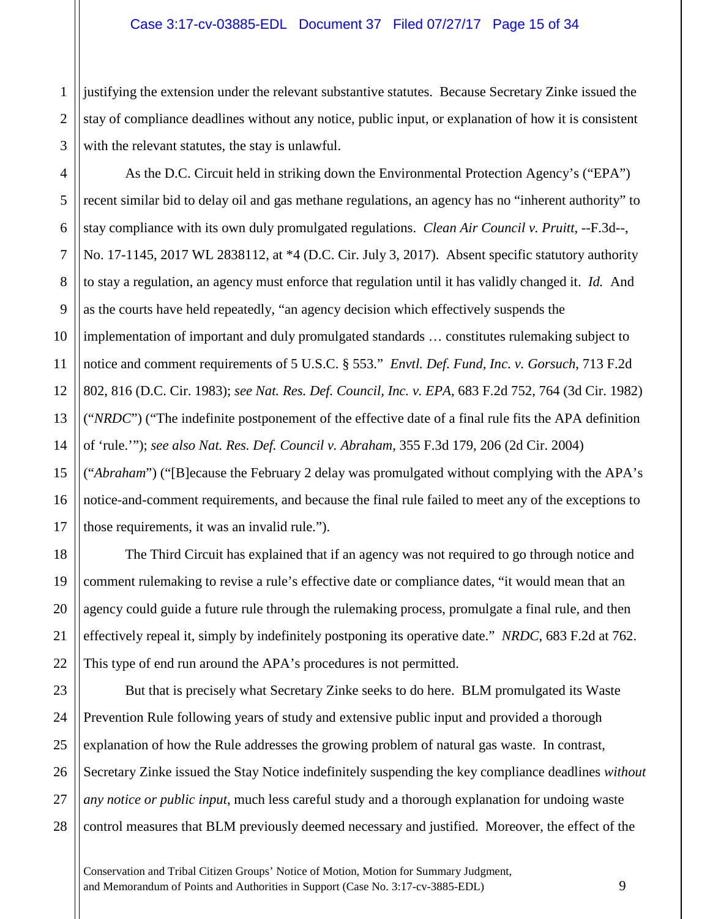justifying the extension under the relevant substantive statutes. Because Secretary Zinke issued the stay of compliance deadlines without any notice, public input, or explanation of how it is consistent with the relevant statutes, the stay is unlawful.

As the D.C. Circuit held in striking down the Environmental Protection Agency's ("EPA") recent similar bid to delay oil and gas methane regulations, an agency has no "inherent authority" to stay compliance with its own duly promulgated regulations. *Clean Air Council v. Pruitt*, --F.3d--, No. 17-1145, 2017 WL 2838112, at *4 (D.C. Cir. July 3, 2017). Absent specific statutory authority to stay a regulation, an agency must enforce that regulation until it has validly changed it. *Id.* And as the courts have held repeatedly, "an agency decision which effectively suspends the implementation of important and duly promulgated standards … constitutes rulemaking subject to notice and comment requirements of 5 U.S.C. § 553." *Envtl. Def. Fund, Inc. v. Gorsuch*, 713 F.2d 802, 816 (D.C. Cir. 1983); *see Nat. Res. Def. Council, Inc. v. EPA*, 683 F.2d 752, 764 (3d Cir. 1982) ("*NRDC*") ("The indefinite postponement of the effective date of a final rule fits the APA definition of 'rule.'"); *see also Nat. Res. Def. Council v. Abraham*, 355 F.3d 179, 206 (2d Cir. 2004) ("*Abraham*") ("[B]ecause the February 2 delay was promulgated without complying with the APA's notice-and-comment requirements, and because the final rule failed to meet any of the exceptions to those requirements, it was an invalid rule.").

The Third Circuit has explained that if an agency was not required to go through notice and comment rulemaking to revise a rule's effective date or compliance dates, "it would mean that an agency could guide a future rule through the rulemaking process, promulgate a final rule, and then effectively repeal it, simply by indefinitely postponing its operative date." *NRDC*, 683 F.2d at 762. This type of end run around the APA's procedures is not permitted.

But that is precisely what Secretary Zinke seeks to do here. BLM promulgated its Waste Prevention Rule following years of study and extensive public input and provided a thorough explanation of how the Rule addresses the growing problem of natural gas waste. In contrast, Secretary Zinke issued the Stay Notice indefinitely suspending the key compliance deadlines *without any notice or public input*, much less careful study and a thorough explanation for undoing waste control measures that BLM previously deemed necessary and justified. Moreover, the effect of the

Conservation and Tribal Citizen Groups' Notice of Motion, Motion for Summary Judgment, and Memorandum of Points and Authorities in Support (Case No. 3:17-cv-3885-EDL)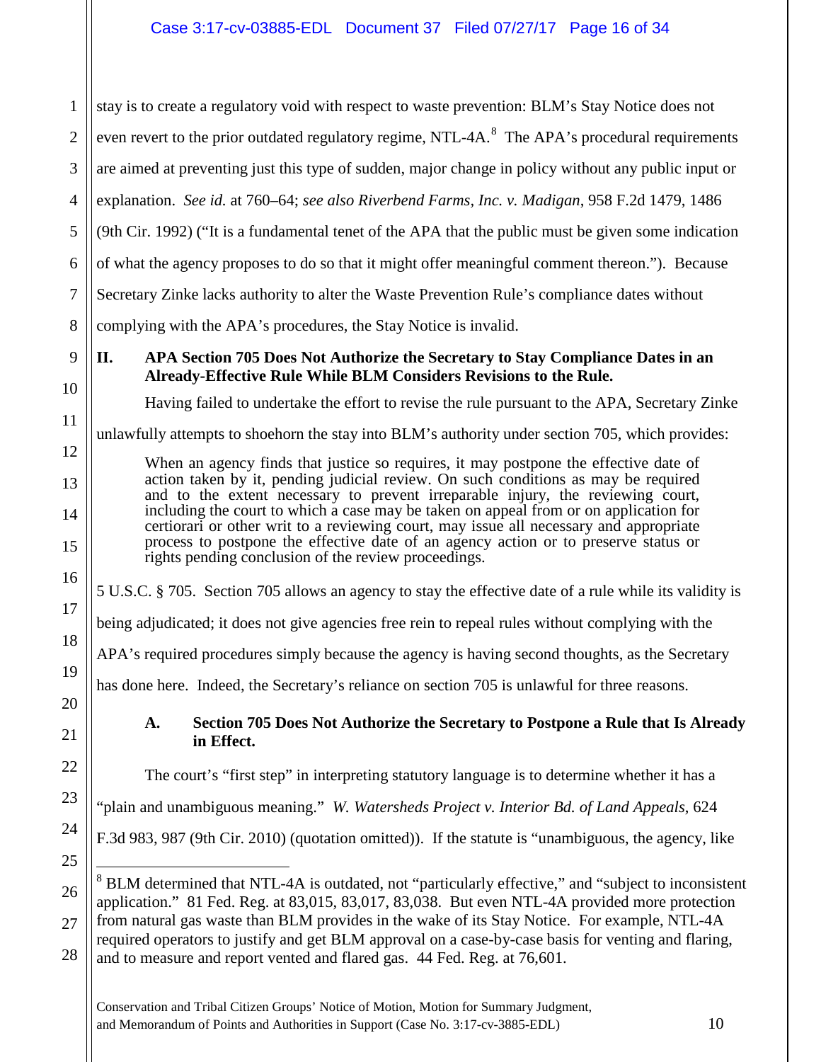stay is to create a regulatory void with respect to waste prevention: BLM's Stay Notice does not even revert to the prior outdated regulatory regime, NTL-4A.[8] The APA's procedural requirements are aimed at preventing just this type of sudden, major change in policy without any public input or explanation. *See id.* at 760–64; *see also Riverbend Farms, Inc. v. Madigan*, 958 F.2d 1479, 1486 (9th Cir. 1992) ("It is a fundamental tenet of the APA that the public must be given some indication of what the agency proposes to do so that it might offer meaningful comment thereon."). Because Secretary Zinke lacks authority to alter the Waste Prevention Rule's compliance dates without complying with the APA's procedures, the Stay Notice is invalid.

## II. APA Section 705 Does Not Authorize the Secretary to Stay Compliance Dates in an Already-Effective Rule While BLM Considers Revisions to the Rule.

Having failed to undertake the effort to revise the rule pursuant to the APA, Secretary Zinke unlawfully attempts to shoehorn the stay into BLM's authority under section 705, which provides:

> When an agency finds that justice so requires, it may postpone the effective date of action taken by it, pending judicial review. On such conditions as may be required and to the extent necessary to prevent irreparable injury, the reviewing court, including the court to which a case may be taken on appeal from or on application for certiorari or other writ to a reviewing court, may issue all necessary and appropriate process to postpone the effective date of an agency action or to preserve status or rights pending conclusion of the review proceedings.

5 U.S.C. § 705. Section 705 allows an agency to stay the effective date of a rule while its validity is being adjudicated; it does not give agencies free rein to repeal rules without complying with the APA's required procedures simply because the agency is having second thoughts, as the Secretary has done here. Indeed, the Secretary's reliance on section 705 is unlawful for three reasons.

### A. Section 705 Does Not Authorize the Secretary to Postpone a Rule that Is Already in Effect.

The court's "first step" in interpreting statutory language is to determine whether it has a "plain and unambiguous meaning." *W. Watersheds Project v. Interior Bd. of Land Appeals*, 624 F.3d 983, 987 (9th Cir. 2010) (quotation omitted)). If the statute is "unambiguous, the agency, like

---

[8] BLM determined that NTL-4A is outdated, not "particularly effective," and "subject to inconsistent application." 81 Fed. Reg. at 83,015, 83,017, 83,038. But even NTL-4A provided more protection from natural gas waste than BLM provides in the wake of its Stay Notice. For example, NTL-4A required operators to justify and get BLM approval on a case-by-case basis for venting and flaring, and to measure and report vented and flared gas. 44 Fed. Reg. at 76,601.

Conservation and Tribal Citizen Groups' Notice of Motion, Motion for Summary Judgment, and Memorandum of Points and Authorities in Support (Case No. 3:17-cv-3885-EDL)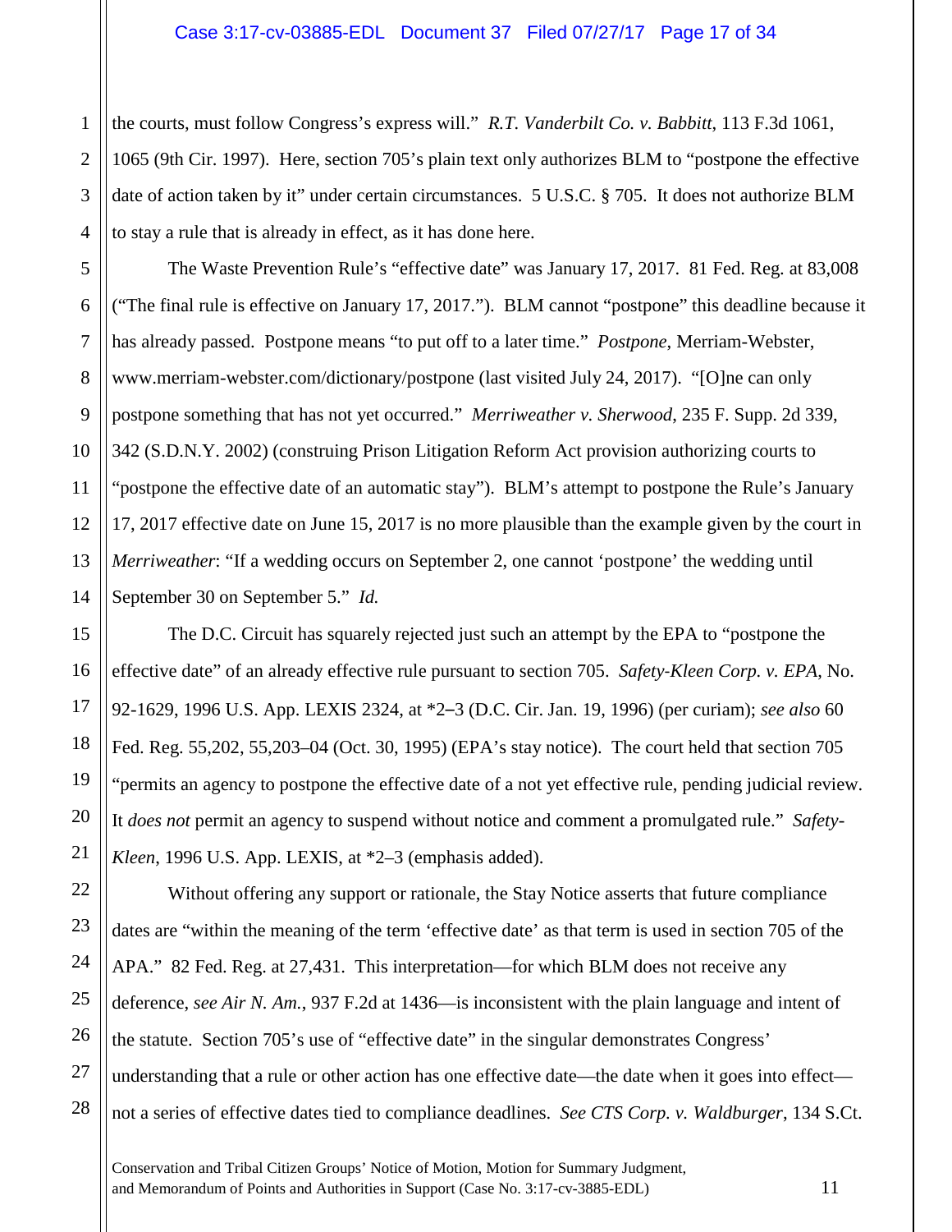the courts, must follow Congress's express will." *R.T. Vanderbilt Co. v. Babbitt*, 113 F.3d 1061, 1065 (9th Cir. 1997). Here, section 705's plain text only authorizes BLM to "postpone the effective date of action taken by it" under certain circumstances. 5 U.S.C. § 705. It does not authorize BLM to stay a rule that is already in effect, as it has done here.

The Waste Prevention Rule's "effective date" was January 17, 2017. 81 Fed. Reg. at 83,008 ("The final rule is effective on January 17, 2017."). BLM cannot "postpone" this deadline because it has already passed. Postpone means "to put off to a later time." *Postpone*, Merriam-Webster, www.merriam-webster.com/dictionary/postpone (last visited July 24, 2017). "[O]ne can only postpone something that has not yet occurred." *Merriweather v. Sherwood*, 235 F. Supp. 2d 339, 342 (S.D.N.Y. 2002) (construing Prison Litigation Reform Act provision authorizing courts to "postpone the effective date of an automatic stay"). BLM's attempt to postpone the Rule's January 17, 2017 effective date on June 15, 2017 is no more plausible than the example given by the court in *Merriweather*: "If a wedding occurs on September 2, one cannot 'postpone' the wedding until September 30 on September 5." *Id.*

The D.C. Circuit has squarely rejected just such an attempt by the EPA to "postpone the effective date" of an already effective rule pursuant to section 705. *Safety-Kleen Corp. v. EPA*, No. 92-1629, 1996 U.S. App. LEXIS 2324, at *2–3 (D.C. Cir. Jan. 19, 1996) (per curiam); *see also* 60 Fed. Reg. 55,202, 55,203–04 (Oct. 30, 1995) (EPA's stay notice). The court held that section 705 "permits an agency to postpone the effective date of a not yet effective rule, pending judicial review. It *does not* permit an agency to suspend without notice and comment a promulgated rule." *Safety-Kleen*, 1996 U.S. App. LEXIS, at *2–3 (emphasis added).

Without offering any support or rationale, the Stay Notice asserts that future compliance dates are "within the meaning of the term 'effective date' as that term is used in section 705 of the APA." 82 Fed. Reg. at 27,431. This interpretation—for which BLM does not receive any deference, *see Air N. Am.*, 937 F.2d at 1436—is inconsistent with the plain language and intent of the statute. Section 705's use of "effective date" in the singular demonstrates Congress' understanding that a rule or other action has one effective date—the date when it goes into effect—not a series of effective dates tied to compliance deadlines. *See CTS Corp. v. Waldburger*, 134 S.Ct.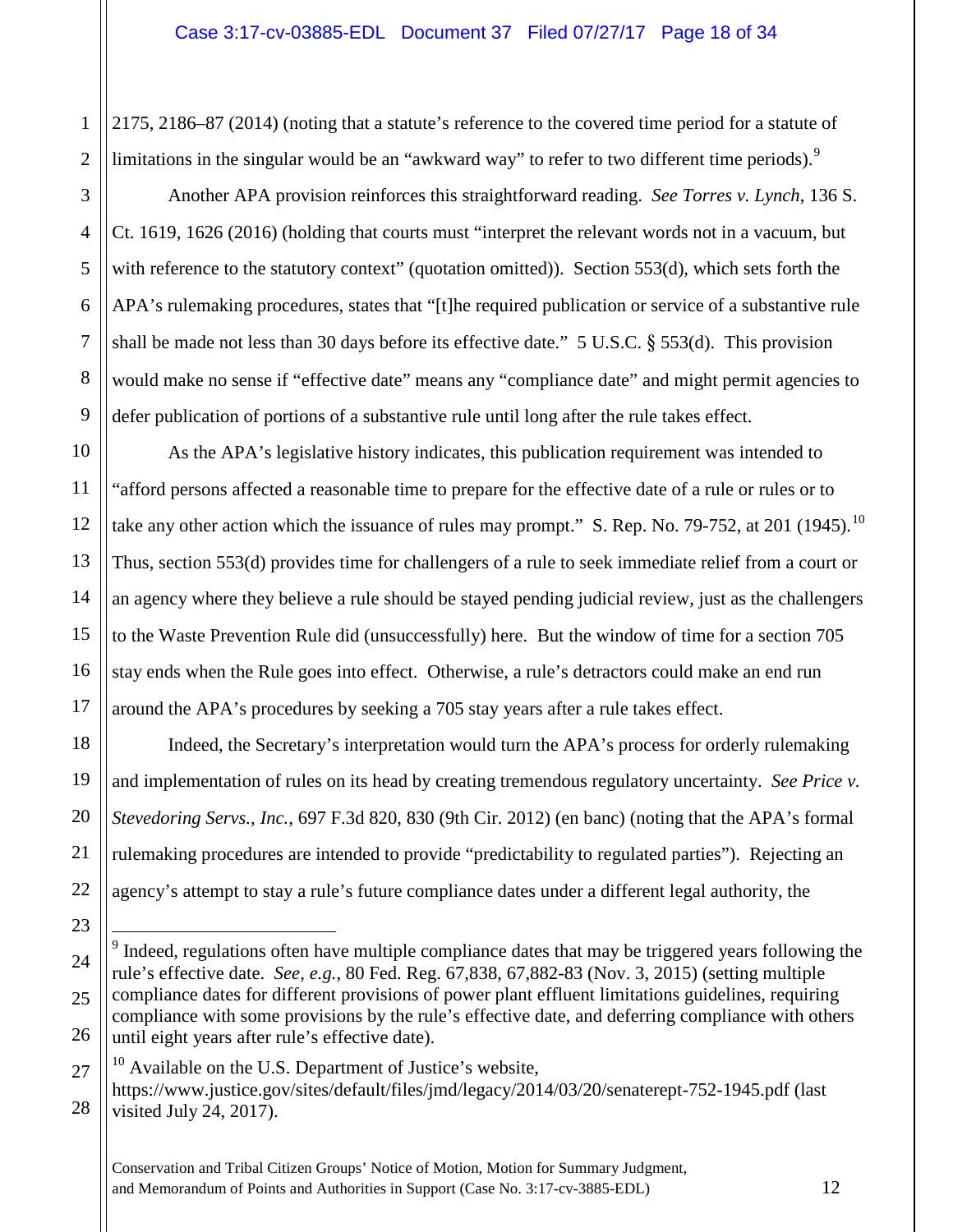2175, 2186–87 (2014) (noting that a statute's reference to the covered time period for a statute of limitations in the singular would be an "awkward way" to refer to two different time periods).[9]

Another APA provision reinforces this straightforward reading. *See Torres v. Lynch*, 136 S. Ct. 1619, 1626 (2016) (holding that courts must "interpret the relevant words not in a vacuum, but with reference to the statutory context" (quotation omitted)). Section 553(d), which sets forth the APA's rulemaking procedures, states that "[t]he required publication or service of a substantive rule shall be made not less than 30 days before its effective date." 5 U.S.C. § 553(d). This provision would make no sense if "effective date" means any "compliance date" and might permit agencies to defer publication of portions of a substantive rule until long after the rule takes effect.

As the APA's legislative history indicates, this publication requirement was intended to "afford persons affected a reasonable time to prepare for the effective date of a rule or rules or to take any other action which the issuance of rules may prompt." S. Rep. No. 79-752, at 201 (1945).[10] Thus, section 553(d) provides time for challengers of a rule to seek immediate relief from a court or an agency where they believe a rule should be stayed pending judicial review, just as the challengers to the Waste Prevention Rule did (unsuccessfully) here. But the window of time for a section 705 stay ends when the Rule goes into effect. Otherwise, a rule's detractors could make an end run around the APA's procedures by seeking a 705 stay years after a rule takes effect.

Indeed, the Secretary's interpretation would turn the APA's process for orderly rulemaking and implementation of rules on its head by creating tremendous regulatory uncertainty. *See Price v. Stevedoring Servs., Inc.*, 697 F.3d 820, 830 (9th Cir. 2012) (en banc) (noting that the APA's formal rulemaking procedures are intended to provide "predictability to regulated parties"). Rejecting an agency's attempt to stay a rule's future compliance dates under a different legal authority, the

---

[9] Indeed, regulations often have multiple compliance dates that may be triggered years following the rule's effective date. *See, e.g.*, 80 Fed. Reg. 67,838, 67,882-83 (Nov. 3, 2015) (setting multiple compliance dates for different provisions of power plant effluent limitations guidelines, requiring compliance with some provisions by the rule's effective date, and deferring compliance with others until eight years after rule's effective date).

[10] Available on the U.S. Department of Justice's website, https://www.justice.gov/sites/default/files/jmd/legacy/2014/03/20/senaterept-752-1945.pdf (last visited July 24, 2017).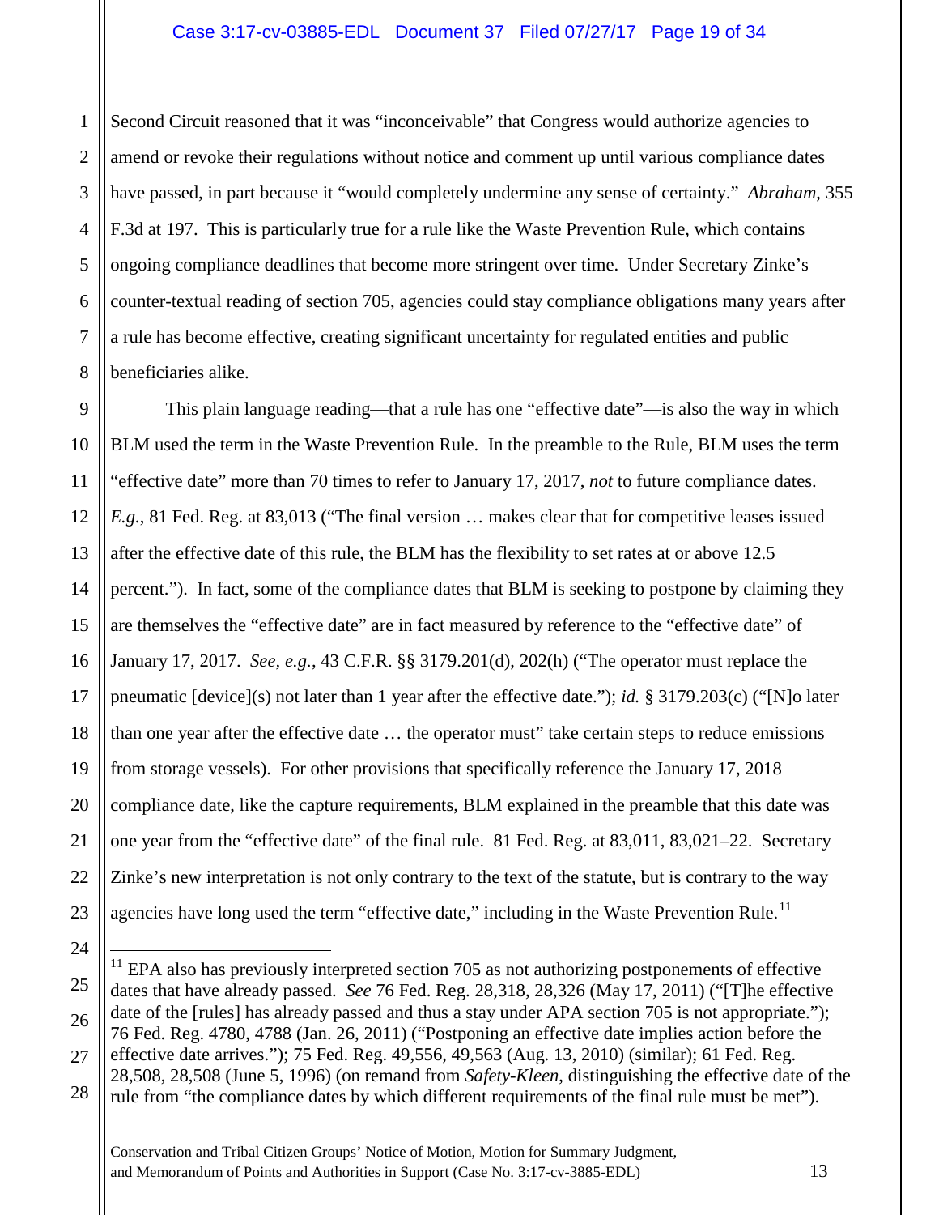Second Circuit reasoned that it was "inconceivable" that Congress would authorize agencies to amend or revoke their regulations without notice and comment up until various compliance dates have passed, in part because it "would completely undermine any sense of certainty." *Abraham*, 355 F.3d at 197. This is particularly true for a rule like the Waste Prevention Rule, which contains ongoing compliance deadlines that become more stringent over time. Under Secretary Zinke's counter-textual reading of section 705, agencies could stay compliance obligations many years after a rule has become effective, creating significant uncertainty for regulated entities and public beneficiaries alike.

This plain language reading—that a rule has one "effective date"—is also the way in which BLM used the term in the Waste Prevention Rule. In the preamble to the Rule, BLM uses the term "effective date" more than 70 times to refer to January 17, 2017, *not* to future compliance dates. *E.g.*, 81 Fed. Reg. at 83,013 ("The final version … makes clear that for competitive leases issued after the effective date of this rule, the BLM has the flexibility to set rates at or above 12.5 percent."). In fact, some of the compliance dates that BLM is seeking to postpone by claiming they are themselves the "effective date" are in fact measured by reference to the "effective date" of January 17, 2017. *See, e.g.*, 43 C.F.R. §§ 3179.201(d), 202(h) ("The operator must replace the pneumatic [device](s) not later than 1 year after the effective date."); *id.* § 3179.203(c) ("[N]o later than one year after the effective date … the operator must" take certain steps to reduce emissions from storage vessels). For other provisions that specifically reference the January 17, 2018 compliance date, like the capture requirements, BLM explained in the preamble that this date was one year from the "effective date" of the final rule. 81 Fed. Reg. at 83,011, 83,021–22. Secretary Zinke's new interpretation is not only contrary to the text of the statute, but is contrary to the way agencies have long used the term "effective date," including in the Waste Prevention Rule.[11]

---

[11] EPA also has previously interpreted section 705 as not authorizing postponements of effective dates that have already passed. *See* 76 Fed. Reg. 28,318, 28,326 (May 17, 2011) ("[T]he effective date of the [rules] has already passed and thus a stay under APA section 705 is not appropriate."); 76 Fed. Reg. 4780, 4788 (Jan. 26, 2011) ("Postponing an effective date implies action before the effective date arrives."); 75 Fed. Reg. 49,556, 49,563 (Aug. 13, 2010) (similar); 61 Fed. Reg. 28,508, 28,508 (June 5, 1996) (on remand from *Safety-Kleen*, distinguishing the effective date of the rule from "the compliance dates by which different requirements of the final rule must be met").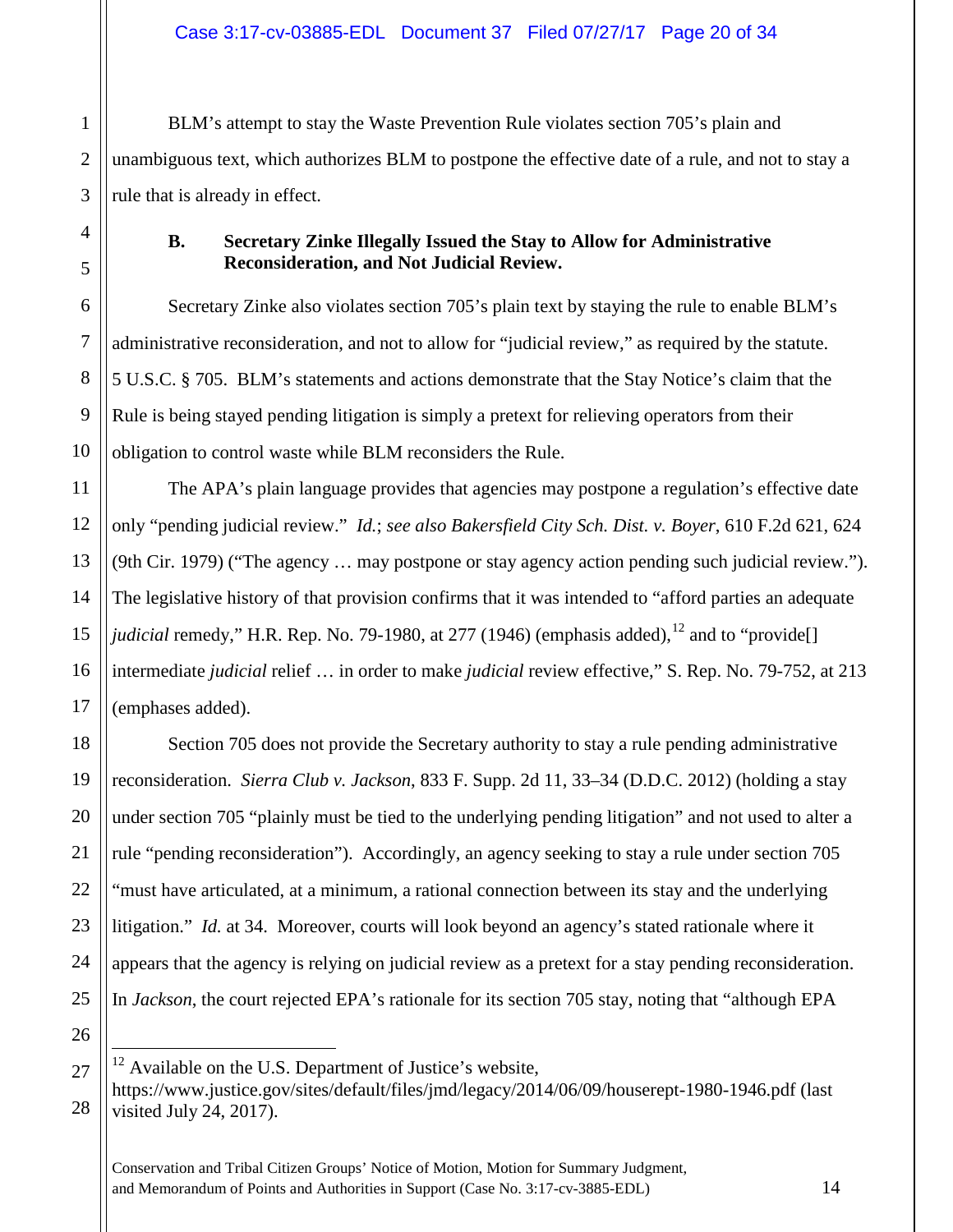BLM's attempt to stay the Waste Prevention Rule violates section 705's plain and unambiguous text, which authorizes BLM to postpone the effective date of a rule, and not to stay a rule that is already in effect.

### B. Secretary Zinke Illegally Issued the Stay to Allow for Administrative Reconsideration, and Not Judicial Review.

Secretary Zinke also violates section 705's plain text by staying the rule to enable BLM's administrative reconsideration, and not to allow for "judicial review," as required by the statute. 5 U.S.C. § 705. BLM's statements and actions demonstrate that the Stay Notice's claim that the Rule is being stayed pending litigation is simply a pretext for relieving operators from their obligation to control waste while BLM reconsiders the Rule.

The APA's plain language provides that agencies may postpone a regulation's effective date only "pending judicial review." *Id.*; *see also Bakersfield City Sch. Dist. v. Boyer*, 610 F.2d 621, 624 (9th Cir. 1979) ("The agency … may postpone or stay agency action pending such judicial review."). The legislative history of that provision confirms that it was intended to "afford parties an adequate *judicial* remedy," H.R. Rep. No. 79-1980, at 277 (1946) (emphasis added),[12] and to "provide[] intermediate *judicial* relief … in order to make *judicial* review effective," S. Rep. No. 79-752, at 213 (emphases added).

Section 705 does not provide the Secretary authority to stay a rule pending administrative reconsideration. *Sierra Club v. Jackson*, 833 F. Supp. 2d 11, 33–34 (D.D.C. 2012) (holding a stay under section 705 "plainly must be tied to the underlying pending litigation" and not used to alter a rule "pending reconsideration"). Accordingly, an agency seeking to stay a rule under section 705 "must have articulated, at a minimum, a rational connection between its stay and the underlying litigation." *Id.* at 34. Moreover, courts will look beyond an agency's stated rationale where it appears that the agency is relying on judicial review as a pretext for a stay pending reconsideration. In *Jackson*, the court rejected EPA's rationale for its section 705 stay, noting that "although EPA

[12] Available on the U.S. Department of Justice's website, https://www.justice.gov/sites/default/files/jmd/legacy/2014/06/09/houserept-1980-1946.pdf (last visited July 24, 2017).

Conservation and Tribal Citizen Groups' Notice of Motion, Motion for Summary Judgment, and Memorandum of Points and Authorities in Support (Case No. 3:17-cv-3885-EDL)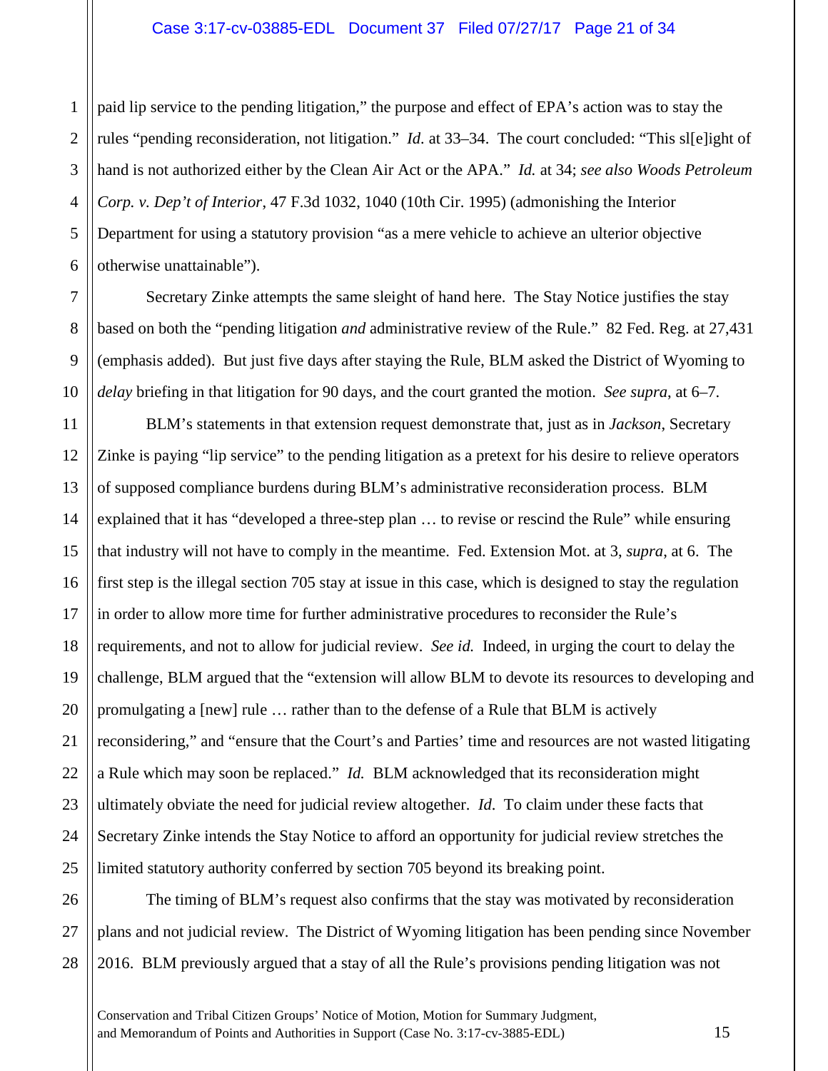paid lip service to the pending litigation," the purpose and effect of EPA's action was to stay the rules "pending reconsideration, not litigation." *Id.* at 33–34. The court concluded: "This sl[e]ight of hand is not authorized either by the Clean Air Act or the APA." *Id.* at 34; *see also Woods Petroleum Corp. v. Dep't of Interior*, 47 F.3d 1032, 1040 (10th Cir. 1995) (admonishing the Interior Department for using a statutory provision "as a mere vehicle to achieve an ulterior objective otherwise unattainable").

Secretary Zinke attempts the same sleight of hand here. The Stay Notice justifies the stay based on both the "pending litigation *and* administrative review of the Rule." 82 Fed. Reg. at 27,431 (emphasis added). But just five days after staying the Rule, BLM asked the District of Wyoming to *delay* briefing in that litigation for 90 days, and the court granted the motion. *See supra*, at 6–7.

BLM's statements in that extension request demonstrate that, just as in *Jackson*, Secretary Zinke is paying "lip service" to the pending litigation as a pretext for his desire to relieve operators of supposed compliance burdens during BLM's administrative reconsideration process. BLM explained that it has "developed a three-step plan … to revise or rescind the Rule" while ensuring that industry will not have to comply in the meantime. Fed. Extension Mot. at 3, *supra*, at 6. The first step is the illegal section 705 stay at issue in this case, which is designed to stay the regulation in order to allow more time for further administrative procedures to reconsider the Rule's requirements, and not to allow for judicial review. *See id.* Indeed, in urging the court to delay the challenge, BLM argued that the "extension will allow BLM to devote its resources to developing and promulgating a [new] rule … rather than to the defense of a Rule that BLM is actively reconsidering," and "ensure that the Court's and Parties' time and resources are not wasted litigating a Rule which may soon be replaced." *Id.* BLM acknowledged that its reconsideration might ultimately obviate the need for judicial review altogether. *Id.* To claim under these facts that Secretary Zinke intends the Stay Notice to afford an opportunity for judicial review stretches the limited statutory authority conferred by section 705 beyond its breaking point.

The timing of BLM's request also confirms that the stay was motivated by reconsideration plans and not judicial review. The District of Wyoming litigation has been pending since November 2016. BLM previously argued that a stay of all the Rule's provisions pending litigation was not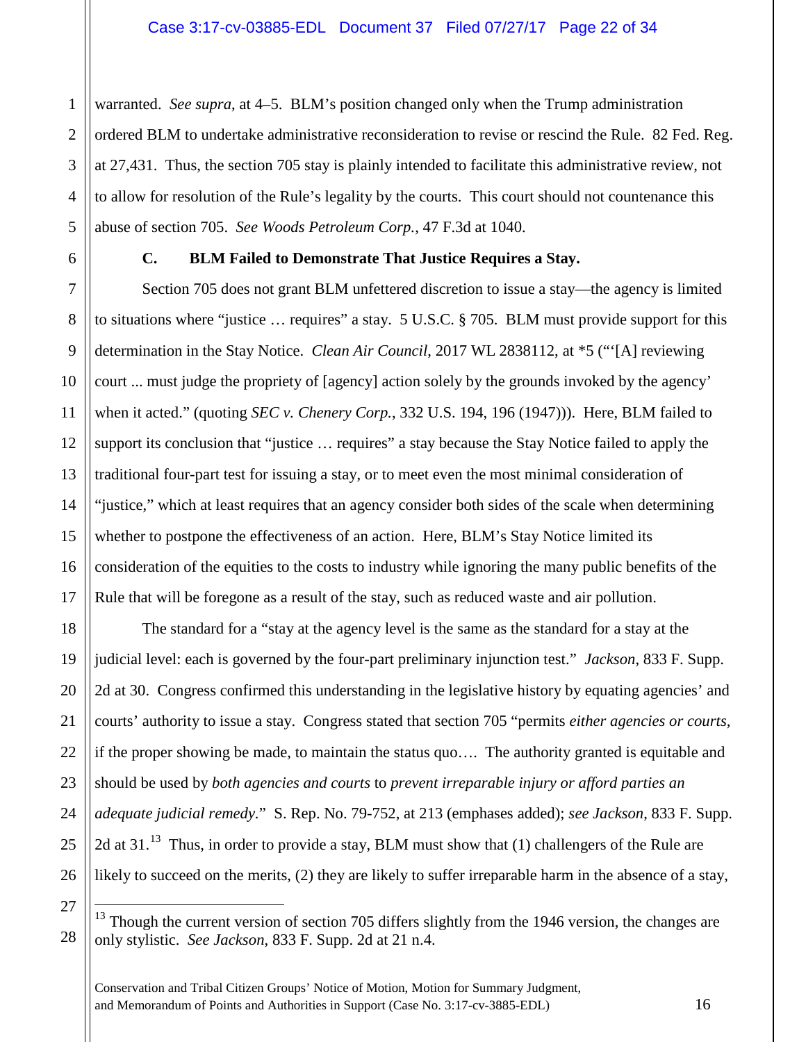warranted. *See supra*, at 4–5. BLM's position changed only when the Trump administration ordered BLM to undertake administrative reconsideration to revise or rescind the Rule. 82 Fed. Reg. at 27,431. Thus, the section 705 stay is plainly intended to facilitate this administrative review, not to allow for resolution of the Rule's legality by the courts. This court should not countenance this abuse of section 705. *See Woods Petroleum Corp.*, 47 F.3d at 1040.

### C. BLM Failed to Demonstrate That Justice Requires a Stay.

Section 705 does not grant BLM unfettered discretion to issue a stay—the agency is limited to situations where "justice … requires" a stay. 5 U.S.C. § 705. BLM must provide support for this determination in the Stay Notice. *Clean Air Council*, 2017 WL 2838112, at *5 ("'[A] reviewing court ... must judge the propriety of [agency] action solely by the grounds invoked by the agency' when it acted." (quoting *SEC v. Chenery Corp.*, 332 U.S. 194, 196 (1947))). Here, BLM failed to support its conclusion that "justice … requires" a stay because the Stay Notice failed to apply the traditional four-part test for issuing a stay, or to meet even the most minimal consideration of "justice," which at least requires that an agency consider both sides of the scale when determining whether to postpone the effectiveness of an action. Here, BLM's Stay Notice limited its consideration of the equities to the costs to industry while ignoring the many public benefits of the Rule that will be foregone as a result of the stay, such as reduced waste and air pollution.

The standard for a "stay at the agency level is the same as the standard for a stay at the judicial level: each is governed by the four-part preliminary injunction test." *Jackson*, 833 F. Supp. 2d at 30. Congress confirmed this understanding in the legislative history by equating agencies' and courts' authority to issue a stay. Congress stated that section 705 "permits *either agencies or courts*, if the proper showing be made, to maintain the status quo…. The authority granted is equitable and should be used by *both agencies and courts* to *prevent irreparable injury or afford parties an adequate judicial remedy*." S. Rep. No. 79-752, at 213 (emphases added); *see Jackson*, 833 F. Supp. 2d at 31.[13] Thus, in order to provide a stay, BLM must show that (1) challengers of the Rule are likely to succeed on the merits, (2) they are likely to suffer irreparable harm in the absence of a stay,

[13] Though the current version of section 705 differs slightly from the 1946 version, the changes are only stylistic. *See Jackson*, 833 F. Supp. 2d at 21 n.4.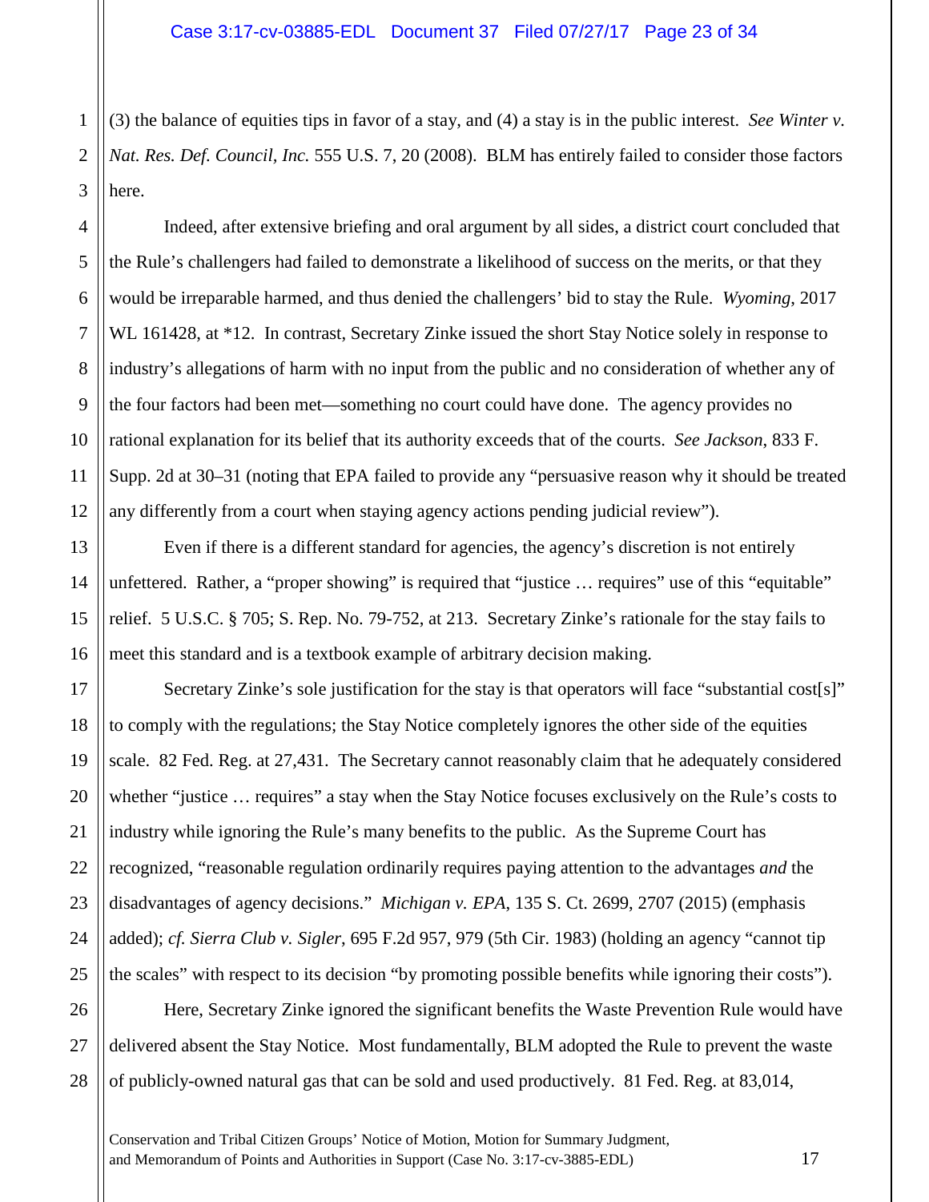(3) the balance of equities tips in favor of a stay, and (4) a stay is in the public interest. *See Winter v. Nat. Res. Def. Council, Inc.* 555 U.S. 7, 20 (2008). BLM has entirely failed to consider those factors here.

Indeed, after extensive briefing and oral argument by all sides, a district court concluded that the Rule's challengers had failed to demonstrate a likelihood of success on the merits, or that they would be irreparable harmed, and thus denied the challengers' bid to stay the Rule. *Wyoming*, 2017 WL 161428, at *12. In contrast, Secretary Zinke issued the short Stay Notice solely in response to industry's allegations of harm with no input from the public and no consideration of whether any of the four factors had been met—something no court could have done. The agency provides no rational explanation for its belief that its authority exceeds that of the courts. *See Jackson*, 833 F. Supp. 2d at 30–31 (noting that EPA failed to provide any "persuasive reason why it should be treated any differently from a court when staying agency actions pending judicial review").

Even if there is a different standard for agencies, the agency's discretion is not entirely unfettered. Rather, a "proper showing" is required that "justice … requires" use of this "equitable" relief. 5 U.S.C. § 705; S. Rep. No. 79-752, at 213. Secretary Zinke's rationale for the stay fails to meet this standard and is a textbook example of arbitrary decision making.

Secretary Zinke's sole justification for the stay is that operators will face "substantial cost[s]" to comply with the regulations; the Stay Notice completely ignores the other side of the equities scale. 82 Fed. Reg. at 27,431. The Secretary cannot reasonably claim that he adequately considered whether "justice … requires" a stay when the Stay Notice focuses exclusively on the Rule's costs to industry while ignoring the Rule's many benefits to the public. As the Supreme Court has recognized, "reasonable regulation ordinarily requires paying attention to the advantages *and* the disadvantages of agency decisions." *Michigan v. EPA*, 135 S. Ct. 2699, 2707 (2015) (emphasis added); *cf. Sierra Club v. Sigler*, 695 F.2d 957, 979 (5th Cir. 1983) (holding an agency "cannot tip the scales" with respect to its decision "by promoting possible benefits while ignoring their costs").

Here, Secretary Zinke ignored the significant benefits the Waste Prevention Rule would have delivered absent the Stay Notice. Most fundamentally, BLM adopted the Rule to prevent the waste of publicly-owned natural gas that can be sold and used productively. 81 Fed. Reg. at 83,014,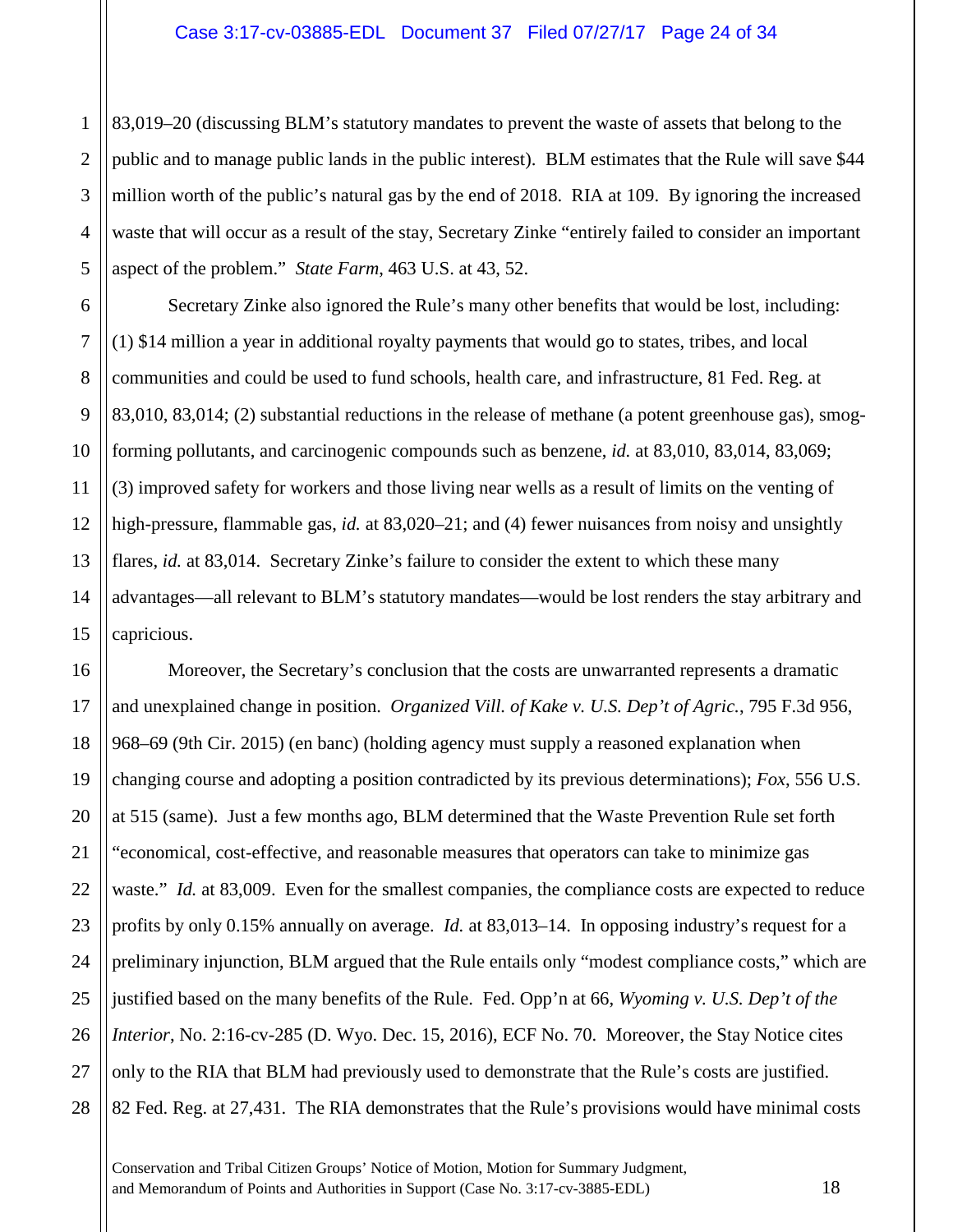83,019–20 (discussing BLM's statutory mandates to prevent the waste of assets that belong to the public and to manage public lands in the public interest). BLM estimates that the Rule will save $44 million worth of the public's natural gas by the end of 2018. RIA at 109. By ignoring the increased waste that will occur as a result of the stay, Secretary Zinke "entirely failed to consider an important aspect of the problem." *State Farm*, 463 U.S. at 43, 52.

Secretary Zinke also ignored the Rule's many other benefits that would be lost, including: (1) $14 million a year in additional royalty payments that would go to states, tribes, and local communities and could be used to fund schools, health care, and infrastructure, 81 Fed. Reg. at 83,010, 83,014; (2) substantial reductions in the release of methane (a potent greenhouse gas), smog-forming pollutants, and carcinogenic compounds such as benzene, *id.* at 83,010, 83,014, 83,069; (3) improved safety for workers and those living near wells as a result of limits on the venting of high-pressure, flammable gas, *id.* at 83,020–21; and (4) fewer nuisances from noisy and unsightly flares, *id.* at 83,014. Secretary Zinke's failure to consider the extent to which these many advantages—all relevant to BLM's statutory mandates—would be lost renders the stay arbitrary and capricious.

Moreover, the Secretary's conclusion that the costs are unwarranted represents a dramatic and unexplained change in position. *Organized Vill. of Kake v. U.S. Dep't of Agric.*, 795 F.3d 956, 968–69 (9th Cir. 2015) (en banc) (holding agency must supply a reasoned explanation when changing course and adopting a position contradicted by its previous determinations); *Fox*, 556 U.S. at 515 (same). Just a few months ago, BLM determined that the Waste Prevention Rule set forth "economical, cost-effective, and reasonable measures that operators can take to minimize gas waste." *Id.* at 83,009. Even for the smallest companies, the compliance costs are expected to reduce profits by only 0.15% annually on average. *Id.* at 83,013–14. In opposing industry's request for a preliminary injunction, BLM argued that the Rule entails only "modest compliance costs," which are justified based on the many benefits of the Rule. Fed. Opp'n at 66, *Wyoming v. U.S. Dep't of the Interior*, No. 2:16-cv-285 (D. Wyo. Dec. 15, 2016), ECF No. 70. Moreover, the Stay Notice cites only to the RIA that BLM had previously used to demonstrate that the Rule's costs are justified. 82 Fed. Reg. at 27,431. The RIA demonstrates that the Rule's provisions would have minimal costs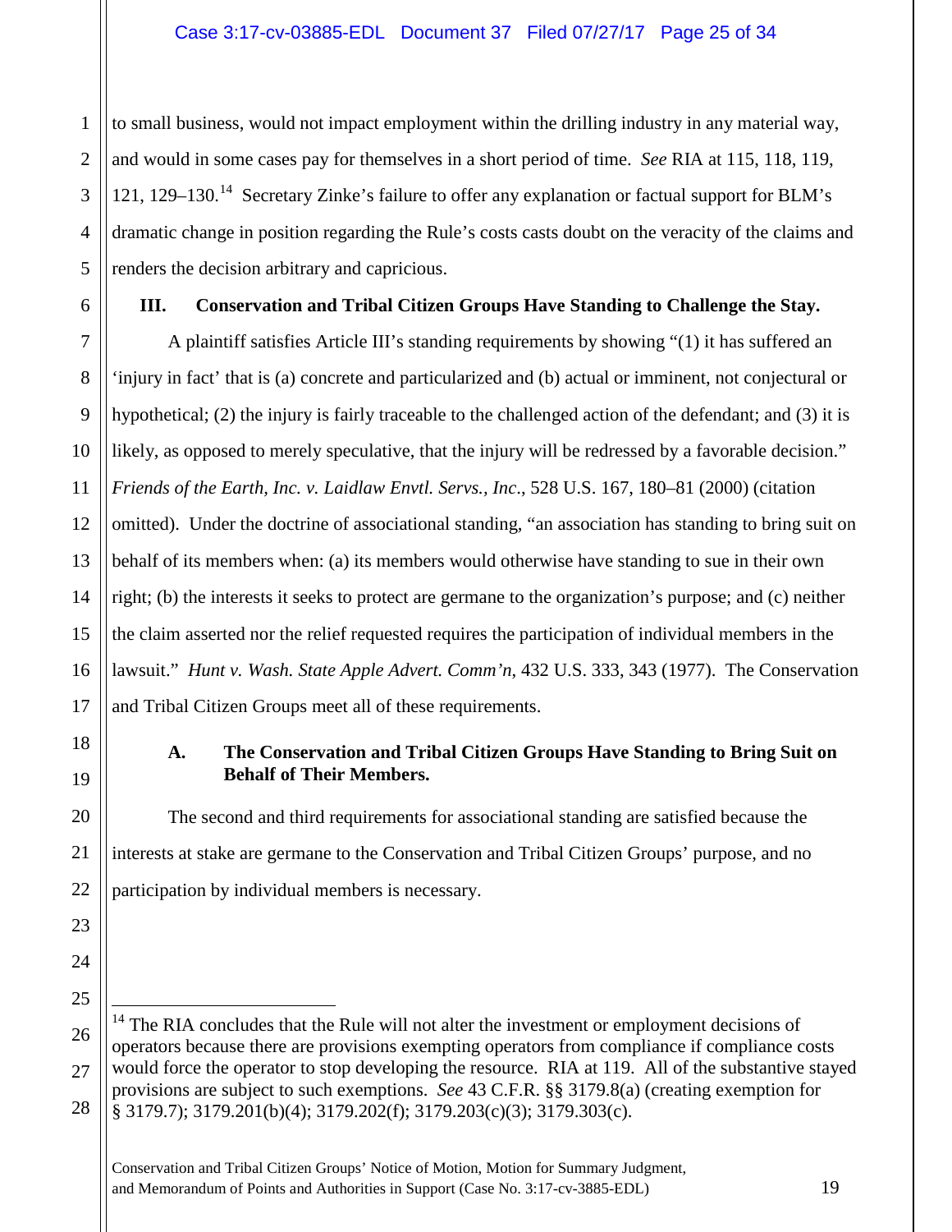to small business, would not impact employment within the drilling industry in any material way, and would in some cases pay for themselves in a short period of time. *See* RIA at 115, 118, 119, 121, 129–130.[14] Secretary Zinke's failure to offer any explanation or factual support for BLM's dramatic change in position regarding the Rule's costs casts doubt on the veracity of the claims and renders the decision arbitrary and capricious.

## III. Conservation and Tribal Citizen Groups Have Standing to Challenge the Stay.

A plaintiff satisfies Article III's standing requirements by showing "(1) it has suffered an 'injury in fact' that is (a) concrete and particularized and (b) actual or imminent, not conjectural or hypothetical; (2) the injury is fairly traceable to the challenged action of the defendant; and (3) it is likely, as opposed to merely speculative, that the injury will be redressed by a favorable decision." *Friends of the Earth, Inc. v. Laidlaw Envtl. Servs., Inc.*, 528 U.S. 167, 180–81 (2000) (citation omitted). Under the doctrine of associational standing, "an association has standing to bring suit on behalf of its members when: (a) its members would otherwise have standing to sue in their own right; (b) the interests it seeks to protect are germane to the organization's purpose; and (c) neither the claim asserted nor the relief requested requires the participation of individual members in the lawsuit." *Hunt v. Wash. State Apple Advert. Comm'n*, 432 U.S. 333, 343 (1977). The Conservation and Tribal Citizen Groups meet all of these requirements.

### A. The Conservation and Tribal Citizen Groups Have Standing to Bring Suit on Behalf of Their Members.

The second and third requirements for associational standing are satisfied because the interests at stake are germane to the Conservation and Tribal Citizen Groups' purpose, and no participation by individual members is necessary.

---

[14] The RIA concludes that the Rule will not alter the investment or employment decisions of operators because there are provisions exempting operators from compliance if compliance costs would force the operator to stop developing the resource. RIA at 119. All of the substantive stayed provisions are subject to such exemptions. *See* 43 C.F.R. §§ 3179.8(a) (creating exemption for § 3179.7); 3179.201(b)(4); 3179.202(f); 3179.203(c)(3); 3179.303(c).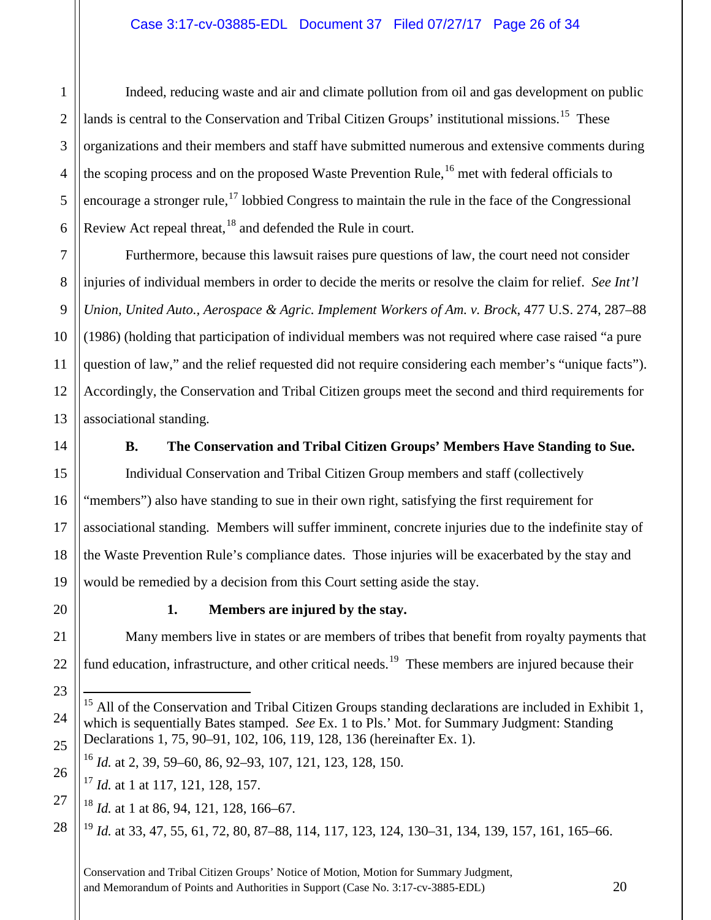Indeed, reducing waste and air and climate pollution from oil and gas development on public lands is central to the Conservation and Tribal Citizen Groups' institutional missions.[15] These organizations and their members and staff have submitted numerous and extensive comments during the scoping process and on the proposed Waste Prevention Rule,[16] met with federal officials to encourage a stronger rule,[17] lobbied Congress to maintain the rule in the face of the Congressional Review Act repeal threat,[18] and defended the Rule in court.

Furthermore, because this lawsuit raises pure questions of law, the court need not consider injuries of individual members in order to decide the merits or resolve the claim for relief. *See Int'l Union, United Auto., Aerospace & Agric. Implement Workers of Am. v. Brock*, 477 U.S. 274, 287–88 (1986) (holding that participation of individual members was not required where case raised "a pure question of law," and the relief requested did not require considering each member's "unique facts"). Accordingly, the Conservation and Tribal Citizen groups meet the second and third requirements for associational standing.

### B. The Conservation and Tribal Citizen Groups' Members Have Standing to Sue.

Individual Conservation and Tribal Citizen Group members and staff (collectively "members") also have standing to sue in their own right, satisfying the first requirement for associational standing. Members will suffer imminent, concrete injuries due to the indefinite stay of the Waste Prevention Rule's compliance dates. Those injuries will be exacerbated by the stay and would be remedied by a decision from this Court setting aside the stay.

#### 1. Members are injured by the stay.

Many members live in states or are members of tribes that benefit from royalty payments that fund education, infrastructure, and other critical needs.[19] These members are injured because their

---

[15] All of the Conservation and Tribal Citizen Groups standing declarations are included in Exhibit 1, which is sequentially Bates stamped. *See* Ex. 1 to Pls.' Mot. for Summary Judgment: Standing Declarations 1, 75, 90–91, 102, 106, 119, 128, 136 (hereinafter Ex. 1).

[16] *Id.* at 2, 39, 59–60, 86, 92–93, 107, 121, 123, 128, 150.

[17] *Id.* at 1 at 117, 121, 128, 157.

[18] *Id.* at 1 at 86, 94, 121, 128, 166–67.

[19] *Id.* at 33, 47, 55, 61, 72, 80, 87–88, 114, 117, 123, 124, 130–31, 134, 139, 157, 161, 165–66.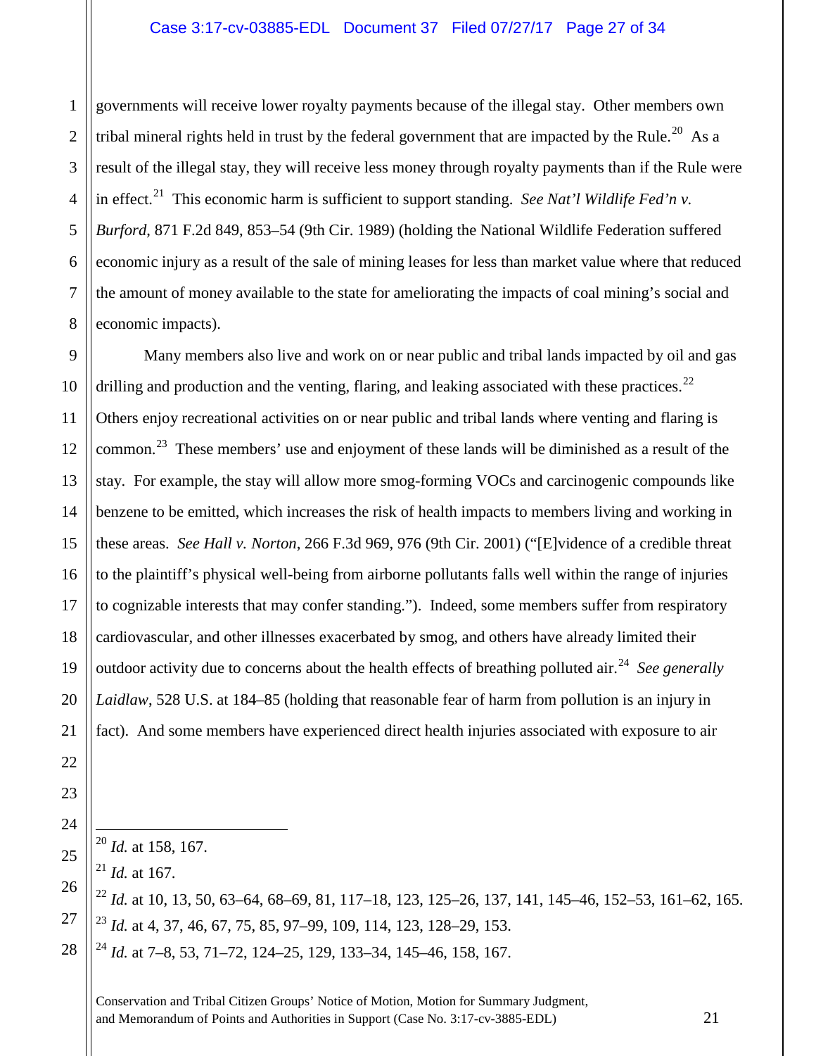governments will receive lower royalty payments because of the illegal stay. Other members own tribal mineral rights held in trust by the federal government that are impacted by the Rule.[20] As a result of the illegal stay, they will receive less money through royalty payments than if the Rule were in effect.[21] This economic harm is sufficient to support standing. *See Nat'l Wildlife Fed'n v. Burford*, 871 F.2d 849, 853–54 (9th Cir. 1989) (holding the National Wildlife Federation suffered economic injury as a result of the sale of mining leases for less than market value where that reduced the amount of money available to the state for ameliorating the impacts of coal mining's social and economic impacts).

Many members also live and work on or near public and tribal lands impacted by oil and gas drilling and production and the venting, flaring, and leaking associated with these practices.[22] Others enjoy recreational activities on or near public and tribal lands where venting and flaring is common.[23] These members' use and enjoyment of these lands will be diminished as a result of the stay. For example, the stay will allow more smog-forming VOCs and carcinogenic compounds like benzene to be emitted, which increases the risk of health impacts to members living and working in these areas. *See Hall v. Norton*, 266 F.3d 969, 976 (9th Cir. 2001) ("[E]vidence of a credible threat to the plaintiff's physical well-being from airborne pollutants falls well within the range of injuries to cognizable interests that may confer standing."). Indeed, some members suffer from respiratory cardiovascular, and other illnesses exacerbated by smog, and others have already limited their outdoor activity due to concerns about the health effects of breathing polluted air.[24] *See generally Laidlaw*, 528 U.S. at 184–85 (holding that reasonable fear of harm from pollution is an injury in fact). And some members have experienced direct health injuries associated with exposure to air

---

[20] *Id.* at 158, 167.

[21] *Id.* at 167.

[22] *Id.* at 10, 13, 50, 63–64, 68–69, 81, 117–18, 123, 125–26, 137, 141, 145–46, 152–53, 161–62, 165.

[23] *Id.* at 4, 37, 46, 67, 75, 85, 97–99, 109, 114, 123, 128–29, 153.

[24] *Id.* at 7–8, 53, 71–72, 124–25, 129, 133–34, 145–46, 158, 167.

Conservation and Tribal Citizen Groups' Notice of Motion, Motion for Summary Judgment, and Memorandum of Points and Authorities in Support (Case No. 3:17-cv-3885-EDL)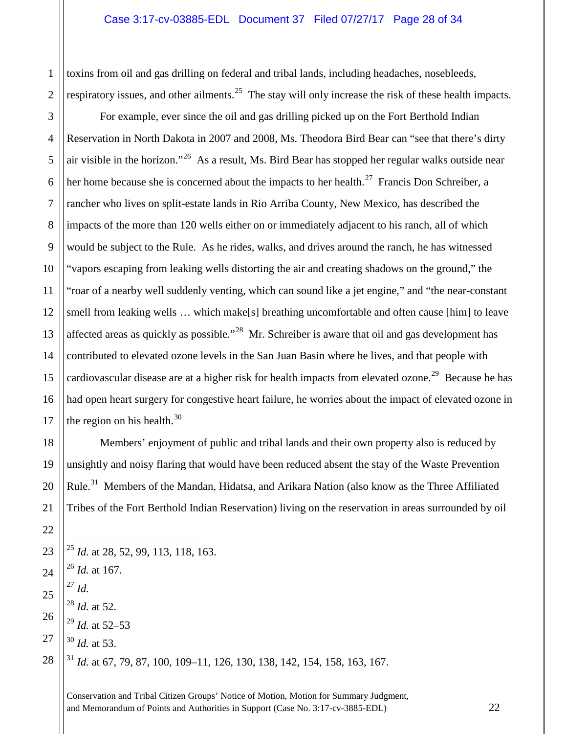toxins from oil and gas drilling on federal and tribal lands, including headaches, nosebleeds, respiratory issues, and other ailments.[25] The stay will only increase the risk of these health impacts.

For example, ever since the oil and gas drilling picked up on the Fort Berthold Indian Reservation in North Dakota in 2007 and 2008, Ms. Theodora Bird Bear can "see that there's dirty air visible in the horizon."[26] As a result, Ms. Bird Bear has stopped her regular walks outside near her home because she is concerned about the impacts to her health.[27] Francis Don Schreiber, a rancher who lives on split-estate lands in Rio Arriba County, New Mexico, has described the impacts of the more than 120 wells either on or immediately adjacent to his ranch, all of which would be subject to the Rule. As he rides, walks, and drives around the ranch, he has witnessed "vapors escaping from leaking wells distorting the air and creating shadows on the ground," the "roar of a nearby well suddenly venting, which can sound like a jet engine," and "the near-constant smell from leaking wells … which make[s] breathing uncomfortable and often cause [him] to leave affected areas as quickly as possible."[28] Mr. Schreiber is aware that oil and gas development has contributed to elevated ozone levels in the San Juan Basin where he lives, and that people with cardiovascular disease are at a higher risk for health impacts from elevated ozone.[29] Because he has had open heart surgery for congestive heart failure, he worries about the impact of elevated ozone in the region on his health.[30]

Members' enjoyment of public and tribal lands and their own property also is reduced by unsightly and noisy flaring that would have been reduced absent the stay of the Waste Prevention Rule.[31] Members of the Mandan, Hidatsa, and Arikara Nation (also know as the Three Affiliated Tribes of the Fort Berthold Indian Reservation) living on the reservation in areas surrounded by oil

---

[25] *Id.* at 28, 52, 99, 113, 118, 163.

[26] *Id.* at 167.

[27] *Id.*

[28] *Id.* at 52.

[29] *Id.* at 52–53

[30] *Id.* at 53.

[31] *Id.* at 67, 79, 87, 100, 109–11, 126, 130, 138, 142, 154, 158, 163, 167.

Conservation and Tribal Citizen Groups' Notice of Motion, Motion for Summary Judgment, and Memorandum of Points and Authorities in Support (Case No. 3:17-cv-3885-EDL)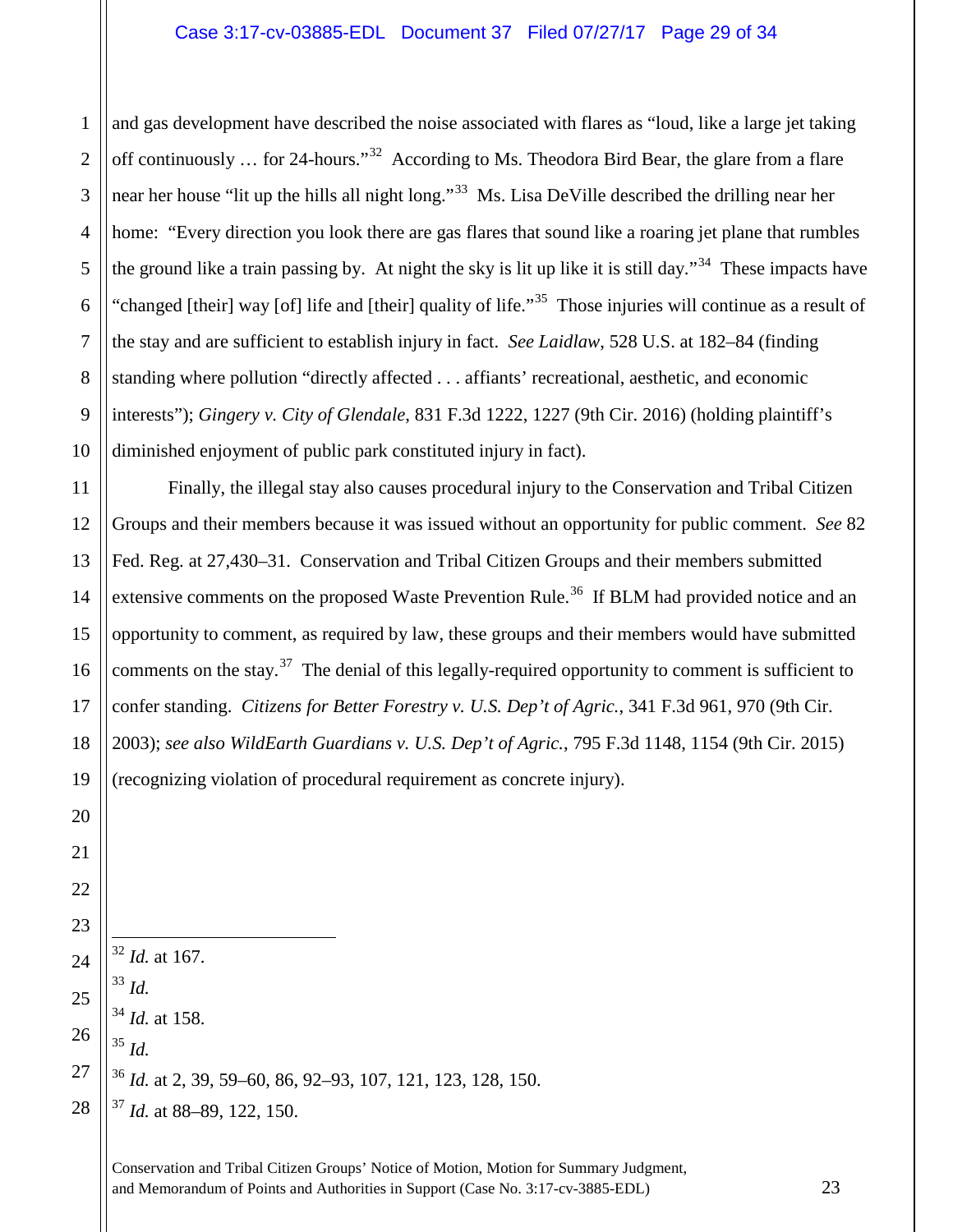and gas development have described the noise associated with flares as "loud, like a large jet taking off continuously … for 24-hours."[32] According to Ms. Theodora Bird Bear, the glare from a flare near her house "lit up the hills all night long."[33] Ms. Lisa DeVille described the drilling near her home: "Every direction you look there are gas flares that sound like a roaring jet plane that rumbles the ground like a train passing by. At night the sky is lit up like it is still day."[34] These impacts have "changed [their] way [of] life and [their] quality of life."[35] Those injuries will continue as a result of the stay and are sufficient to establish injury in fact. *See Laidlaw*, 528 U.S. at 182–84 (finding standing where pollution "directly affected . . . affiants' recreational, aesthetic, and economic interests"); *Gingery v. City of Glendale*, 831 F.3d 1222, 1227 (9th Cir. 2016) (holding plaintiff's diminished enjoyment of public park constituted injury in fact).

Finally, the illegal stay also causes procedural injury to the Conservation and Tribal Citizen Groups and their members because it was issued without an opportunity for public comment. *See* 82 Fed. Reg. at 27,430–31. Conservation and Tribal Citizen Groups and their members submitted extensive comments on the proposed Waste Prevention Rule.[36] If BLM had provided notice and an opportunity to comment, as required by law, these groups and their members would have submitted comments on the stay.[37] The denial of this legally-required opportunity to comment is sufficient to confer standing. *Citizens for Better Forestry v. U.S. Dep't of Agric.*, 341 F.3d 961, 970 (9th Cir. 2003); *see also WildEarth Guardians v. U.S. Dep't of Agric.*, 795 F.3d 1148, 1154 (9th Cir. 2015) (recognizing violation of procedural requirement as concrete injury).

---

[32] *Id.* at 167.

[33] *Id.*

[34] *Id.* at 158.

[35] *Id.*

[36] *Id.* at 2, 39, 59–60, 86, 92–93, 107, 121, 123, 128, 150.

[37] *Id.* at 88–89, 122, 150.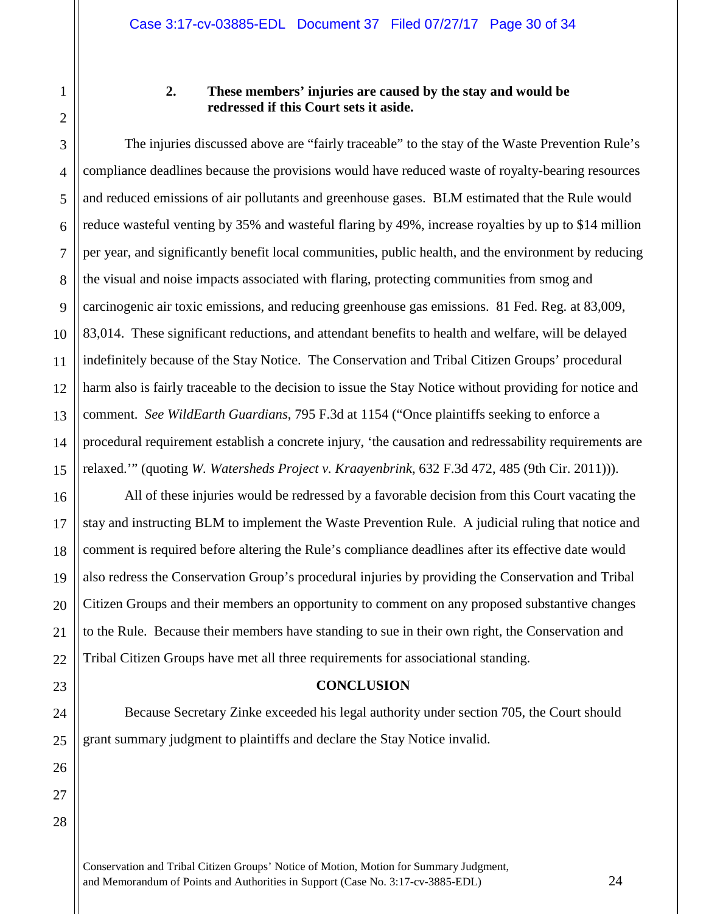### 2. These members' injuries are caused by the stay and would be redressed if this Court sets it aside.

The injuries discussed above are "fairly traceable" to the stay of the Waste Prevention Rule's compliance deadlines because the provisions would have reduced waste of royalty-bearing resources and reduced emissions of air pollutants and greenhouse gases. BLM estimated that the Rule would reduce wasteful venting by 35% and wasteful flaring by 49%, increase royalties by up to $14 million per year, and significantly benefit local communities, public health, and the environment by reducing the visual and noise impacts associated with flaring, protecting communities from smog and carcinogenic air toxic emissions, and reducing greenhouse gas emissions. 81 Fed. Reg. at 83,009, 83,014. These significant reductions, and attendant benefits to health and welfare, will be delayed indefinitely because of the Stay Notice. The Conservation and Tribal Citizen Groups' procedural harm also is fairly traceable to the decision to issue the Stay Notice without providing for notice and comment. *See WildEarth Guardians*, 795 F.3d at 1154 ("Once plaintiffs seeking to enforce a procedural requirement establish a concrete injury, 'the causation and redressability requirements are relaxed.'" (quoting *W. Watersheds Project v. Kraayenbrink*, 632 F.3d 472, 485 (9th Cir. 2011))).

All of these injuries would be redressed by a favorable decision from this Court vacating the stay and instructing BLM to implement the Waste Prevention Rule. A judicial ruling that notice and comment is required before altering the Rule's compliance deadlines after its effective date would also redress the Conservation Group's procedural injuries by providing the Conservation and Tribal Citizen Groups and their members an opportunity to comment on any proposed substantive changes to the Rule. Because their members have standing to sue in their own right, the Conservation and Tribal Citizen Groups have met all three requirements for associational standing.

## CONCLUSION

Because Secretary Zinke exceeded his legal authority under section 705, the Court should grant summary judgment to plaintiffs and declare the Stay Notice invalid.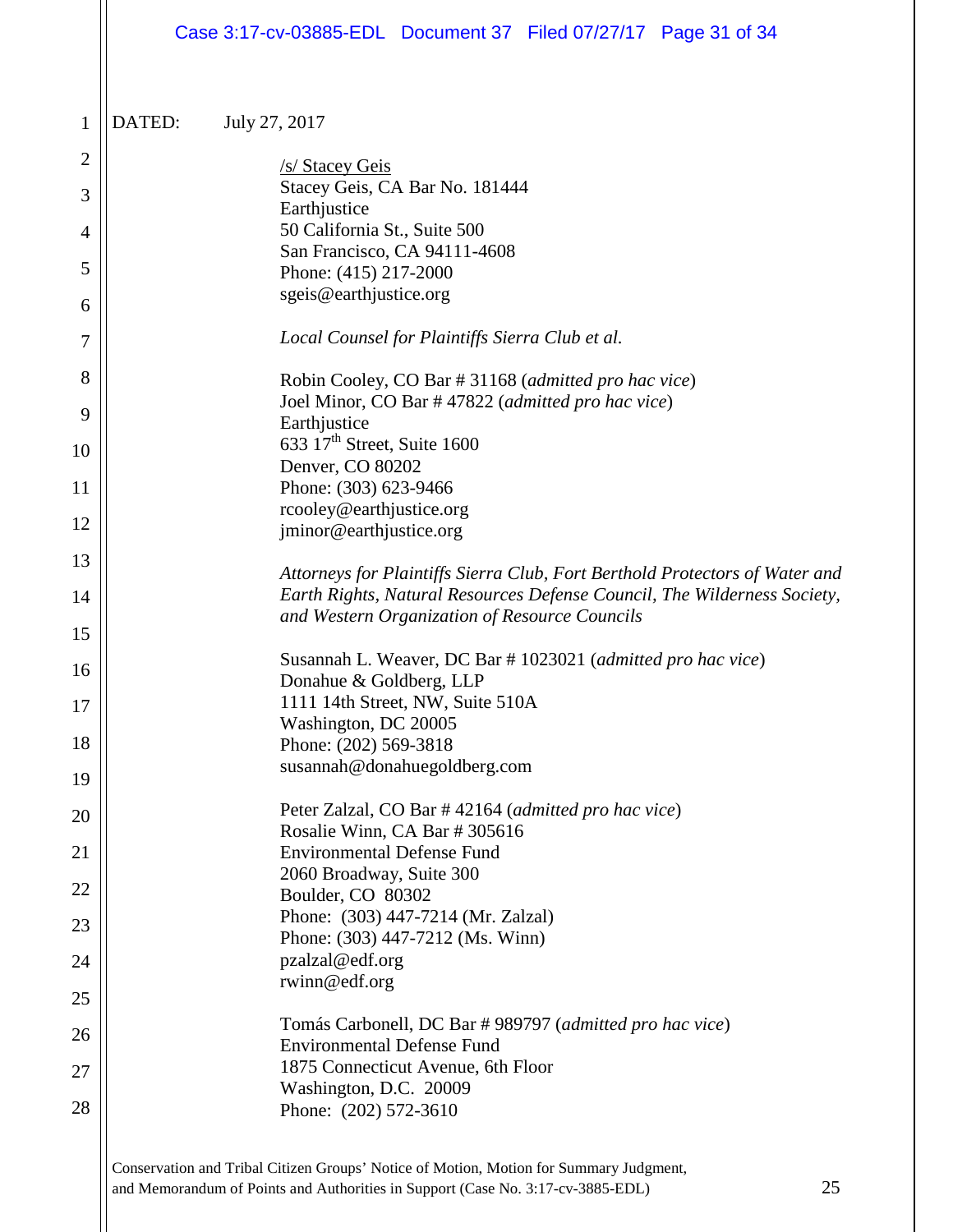DATED: July 27, 2017

/s/ Stacey Geis
Stacey Geis, CA Bar No. 181444
Earthjustice
50 California St., Suite 500
San Francisco, CA 94111-4608
Phone: (415) 217-2000
sgeis@earthjustice.org

*Local Counsel for Plaintiffs Sierra Club et al.*

Robin Cooley, CO Bar # 31168 (*admitted pro hac vice*)
Joel Minor, CO Bar # 47822 (*admitted pro hac vice*)
Earthjustice
633 17th Street, Suite 1600
Denver, CO 80202
Phone: (303) 623-9466
rcooley@earthjustice.org
jminor@earthjustice.org

*Attorneys for Plaintiffs Sierra Club, Fort Berthold Protectors of Water and Earth Rights, Natural Resources Defense Council, The Wilderness Society, and Western Organization of Resource Councils*

Susannah L. Weaver, DC Bar # 1023021 (*admitted pro hac vice*)
Donahue & Goldberg, LLP
1111 14th Street, NW, Suite 510A
Washington, DC 20005
Phone: (202) 569-3818
susannah@donahuegoldberg.com

Peter Zalzal, CO Bar # 42164 (*admitted pro hac vice*)
Rosalie Winn, CA Bar # 305616
Environmental Defense Fund
2060 Broadway, Suite 300
Boulder, CO 80302
Phone: (303) 447-7214 (Mr. Zalzal)
Phone: (303) 447-7212 (Ms. Winn)
pzalzal@edf.org
rwinn@edf.org

Tomás Carbonell, DC Bar # 989797 (*admitted pro hac vice*)
Environmental Defense Fund
1875 Connecticut Avenue, 6th Floor
Washington, D.C. 20009
Phone: (202) 572-3610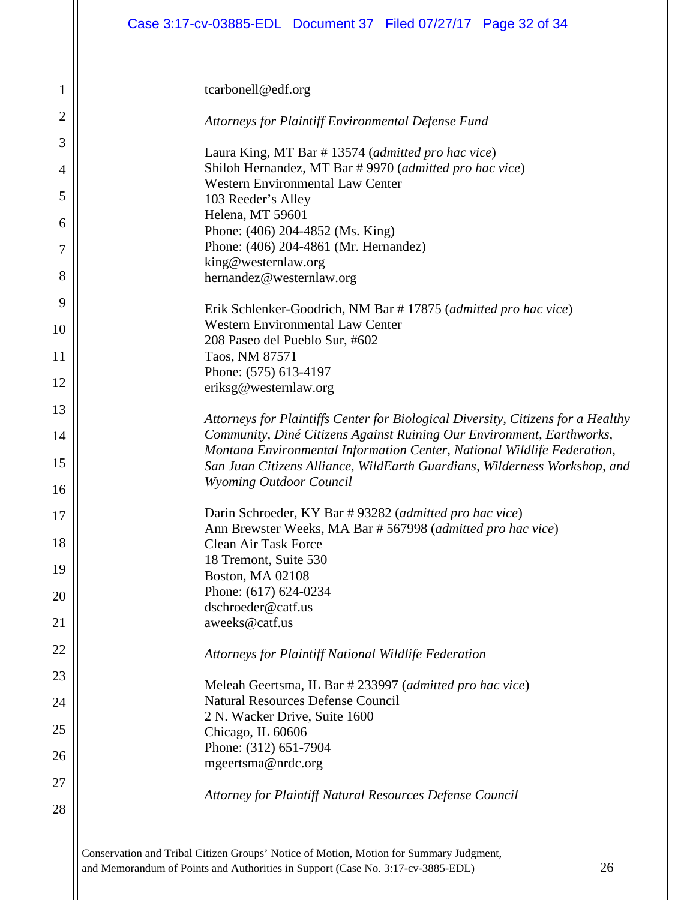tcarbonell@edf.org

*Attorneys for Plaintiff Environmental Defense Fund*

Laura King, MT Bar # 13574 (*admitted pro hac vice*)
Shiloh Hernandez, MT Bar # 9970 (*admitted pro hac vice*)
Western Environmental Law Center
103 Reeder's Alley
Helena, MT 59601
Phone: (406) 204-4852 (Ms. King)
Phone: (406) 204-4861 (Mr. Hernandez)
king@westernlaw.org
hernandez@westernlaw.org

Erik Schlenker-Goodrich, NM Bar # 17875 (*admitted pro hac vice*)
Western Environmental Law Center
208 Paseo del Pueblo Sur, #602
Taos, NM 87571
Phone: (575) 613-4197
eriksg@westernlaw.org

*Attorneys for Plaintiffs Center for Biological Diversity, Citizens for a Healthy Community, Diné Citizens Against Ruining Our Environment, Earthworks, Montana Environmental Information Center, National Wildlife Federation, San Juan Citizens Alliance, WildEarth Guardians, Wilderness Workshop, and Wyoming Outdoor Council*

Darin Schroeder, KY Bar # 93282 (*admitted pro hac vice*)
Ann Brewster Weeks, MA Bar # 567998 (*admitted pro hac vice*)
Clean Air Task Force
18 Tremont, Suite 530
Boston, MA 02108
Phone: (617) 624-0234
dschroeder@catf.us
aweeks@catf.us

*Attorneys for Plaintiff National Wildlife Federation*

Meleah Geertsma, IL Bar # 233997 (*admitted pro hac vice*)
Natural Resources Defense Council
2 N. Wacker Drive, Suite 1600
Chicago, IL 60606
Phone: (312) 651-7904
mgeertsma@nrdc.org

*Attorney for Plaintiff Natural Resources Defense Council*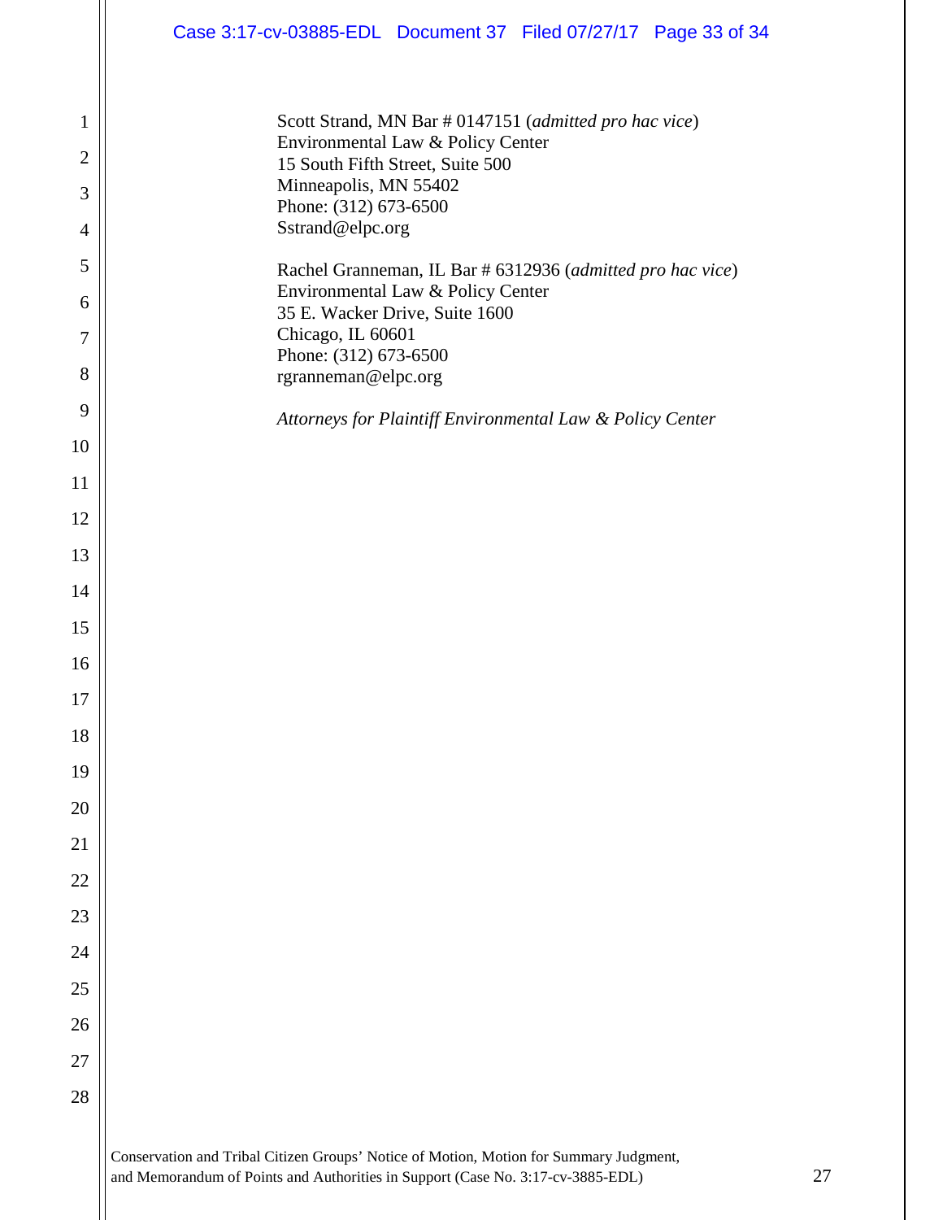Scott Strand, MN Bar # 0147151 (*admitted pro hac vice*)
Environmental Law & Policy Center
15 South Fifth Street, Suite 500
Minneapolis, MN 55402
Phone: (312) 673-6500
Sstrand@elpc.org

Rachel Granneman, IL Bar # 6312936 (*admitted pro hac vice*)
Environmental Law & Policy Center
35 E. Wacker Drive, Suite 1600
Chicago, IL 60601
Phone: (312) 673-6500
rgranneman@elpc.org

*Attorneys for Plaintiff Environmental Law & Policy Center*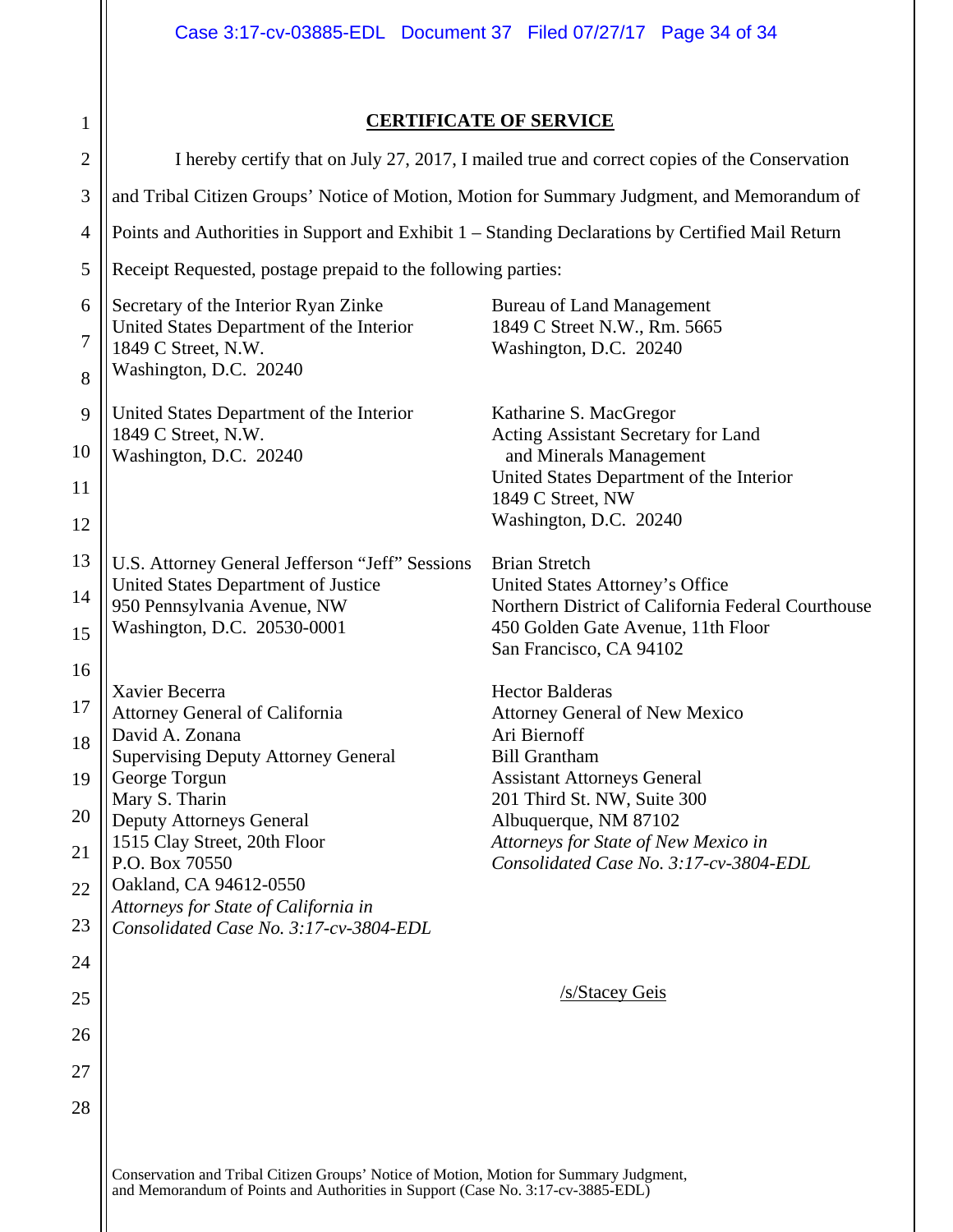# CERTIFICATE OF SERVICE

I hereby certify that on July 27, 2017, I mailed true and correct copies of the Conservation and Tribal Citizen Groups' Notice of Motion, Motion for Summary Judgment, and Memorandum of Points and Authorities in Support and Exhibit 1 – Standing Declarations by Certified Mail Return Receipt Requested, postage prepaid to the following parties:

Secretary of the Interior Ryan Zinke
United States Department of the Interior
1849 C Street, N.W.
Washington, D.C. 20240

Bureau of Land Management
1849 C Street N.W., Rm. 5665
Washington, D.C. 20240

United States Department of the Interior
1849 C Street, N.W.
Washington, D.C. 20240

Katharine S. MacGregor
Acting Assistant Secretary for Land and Minerals Management
United States Department of the Interior
1849 C Street, NW
Washington, D.C. 20240

U.S. Attorney General Jefferson "Jeff" Sessions
United States Department of Justice
950 Pennsylvania Avenue, NW
Washington, D.C. 20530-0001

Brian Stretch
United States Attorney's Office
Northern District of California Federal Courthouse
450 Golden Gate Avenue, 11th Floor
San Francisco, CA 94102

Xavier Becerra
Attorney General of California
David A. Zonana
Supervising Deputy Attorney General
George Torgun
Mary S. Tharin
Deputy Attorneys General
1515 Clay Street, 20th Floor
P.O. Box 70550
Oakland, CA 94612-0550
*Attorneys for State of California in Consolidated Case No. 3:17-cv-3804-EDL*

Hector Balderas
Attorney General of New Mexico
Ari Biernoff
Bill Grantham
Assistant Attorneys General
201 Third St. NW, Suite 300
Albuquerque, NM 87102
*Attorneys for State of New Mexico in Consolidated Case No. 3:17-cv-3804-EDL*

/s/Stacey Geis